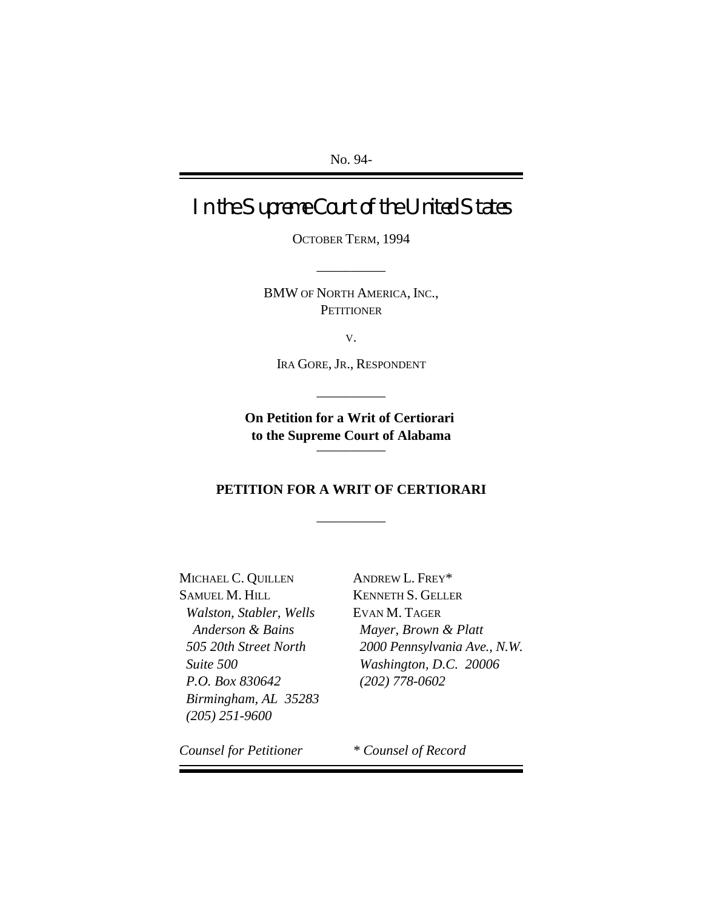No. 94-

# In the Supreme Court of the United States

OCTOBER TERM, 1994

---

BMW OF NORTH AMERICA, INC.,
PETITIONER

v.

IRA GORE, JR., RESPONDENT

---

**On Petition for a Writ of Certiorari to the Supreme Court of Alabama**

---

**PETITION FOR A WRIT OF CERTIORARI**

---

MICHAEL C. QUILLEN
SAMUEL M. HILL
*Walston, Stabler, Wells Anderson & Bains*
*505 20th Street North*
*Suite 500*
*P.O. Box 830642*
*Birmingham, AL 35283*
*(205) 251-9600*

ANDREW L. FREY*
KENNETH S. GELLER
EVAN M. TAGER
*Mayer, Brown & Platt*
*2000 Pennsylvania Ave., N.W.*
*Washington, D.C. 20006*
*(202) 778-0602*

*Counsel for Petitioner*

\* *Counsel of Record*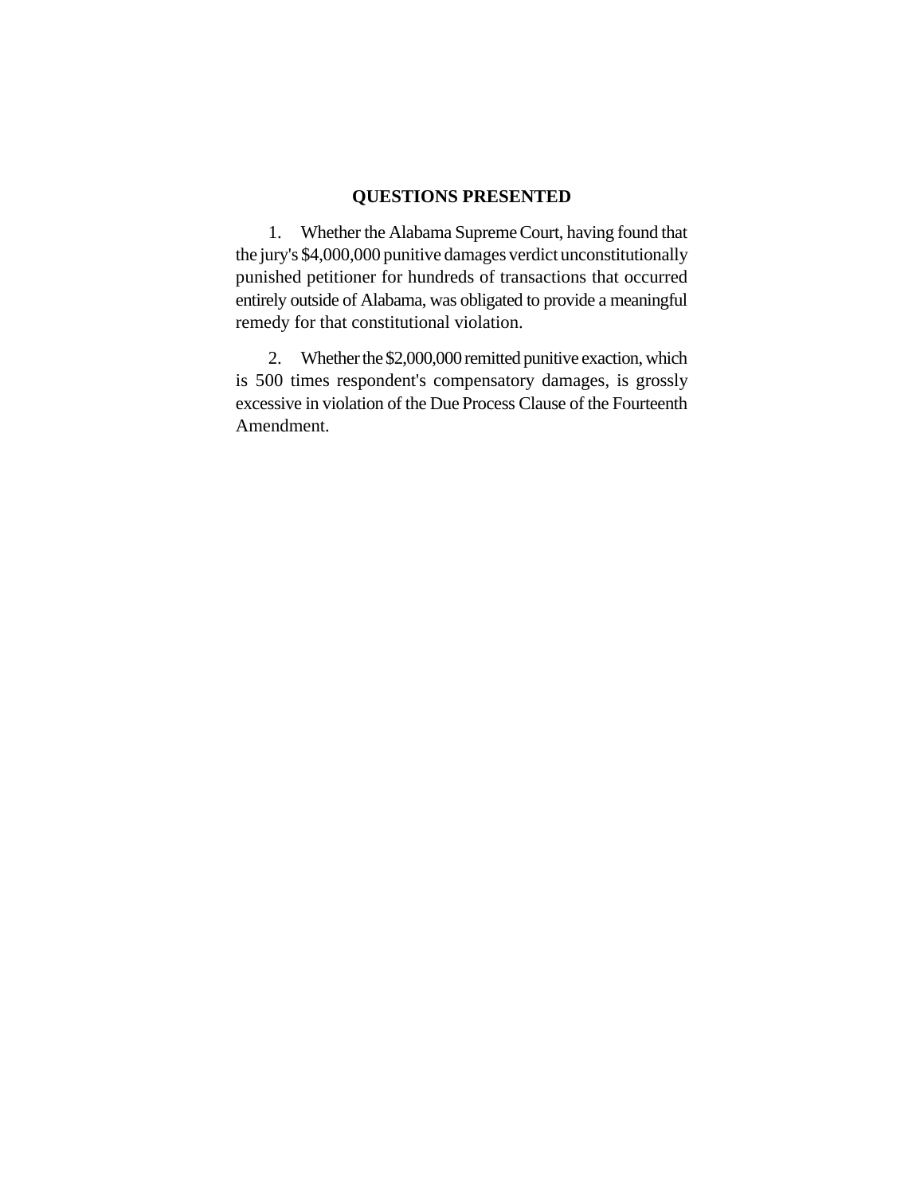## QUESTIONS PRESENTED

1. Whether the Alabama Supreme Court, having found that the jury's $4,000,000 punitive damages verdict unconstitutionally punished petitioner for hundreds of transactions that occurred entirely outside of Alabama, was obligated to provide a meaningful remedy for that constitutional violation.

2. Whether the $2,000,000 remitted punitive exaction, which is 500 times respondent's compensatory damages, is grossly excessive in violation of the Due Process Clause of the Fourteenth Amendment.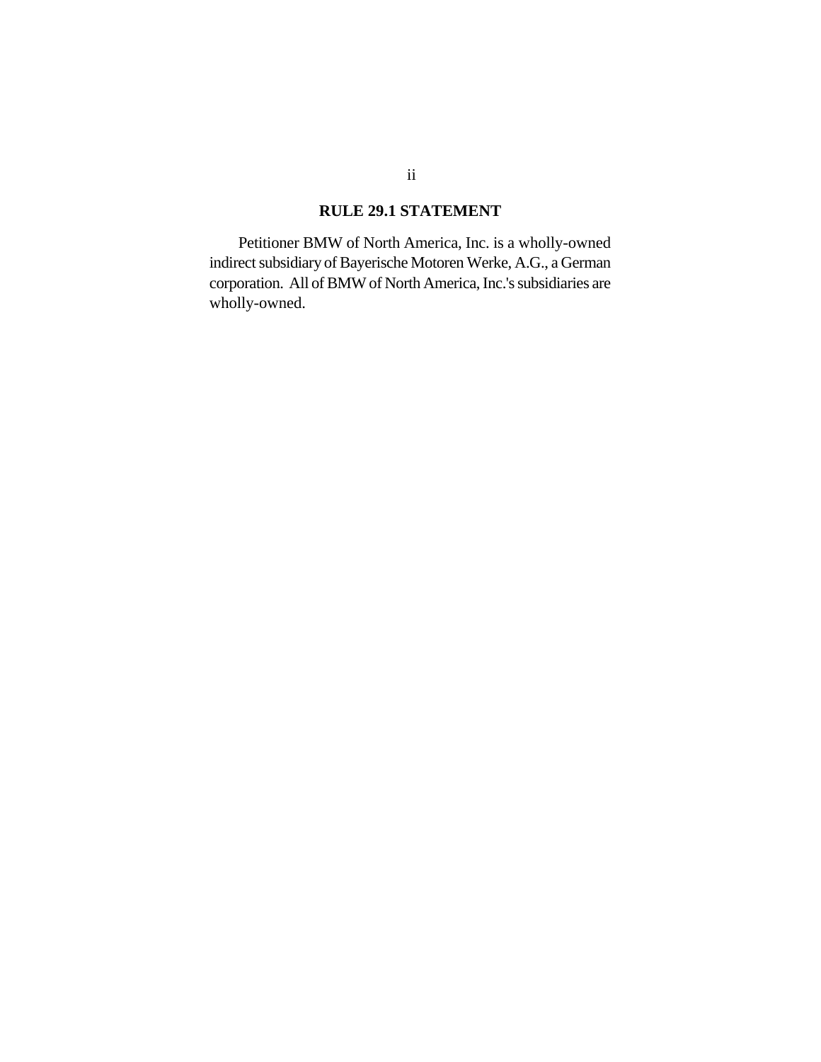## RULE 29.1 STATEMENT

Petitioner BMW of North America, Inc. is a wholly-owned indirect subsidiary of Bayerische Motoren Werke, A.G., a German corporation. All of BMW of North America, Inc.'s subsidiaries are wholly-owned.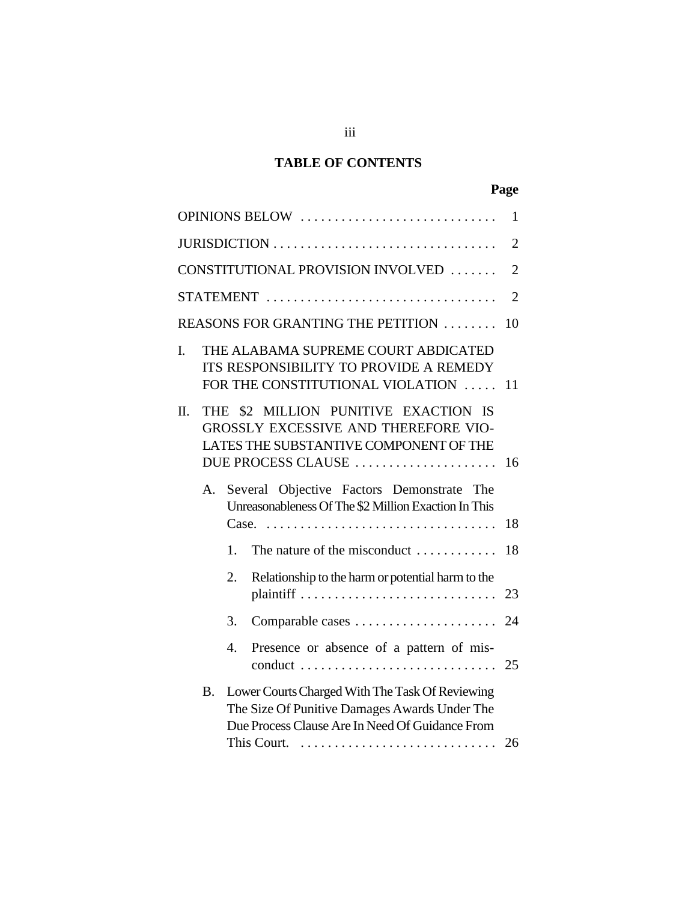## TABLE OF CONTENTS

| | Page |
|---|---|
| OPINIONS BELOW | 1 |
| JURISDICTION | 2 |
| CONSTITUTIONAL PROVISION INVOLVED | 2 |
| STATEMENT | 2 |
| REASONS FOR GRANTING THE PETITION | 10 |
| I. THE ALABAMA SUPREME COURT ABDICATED ITS RESPONSIBILITY TO PROVIDE A REMEDY FOR THE CONSTITUTIONAL VIOLATION | 11 |
| II. THE $2 MILLION PUNITIVE EXACTION IS GROSSLY EXCESSIVE AND THEREFORE VIOLATES THE SUBSTANTIVE COMPONENT OF THE DUE PROCESS CLAUSE | 16 |
| A. Several Objective Factors Demonstrate The Unreasonableness Of The $2 Million Exaction In This Case. | 18 |
| 1. The nature of the misconduct | 18 |
| 2. Relationship to the harm or potential harm to the plaintiff | 23 |
| 3. Comparable cases | 24 |
| 4. Presence or absence of a pattern of misconduct | 25 |
| B. Lower Courts Charged With The Task Of Reviewing The Size Of Punitive Damages Awards Under The Due Process Clause Are In Need Of Guidance From This Court. | 26 |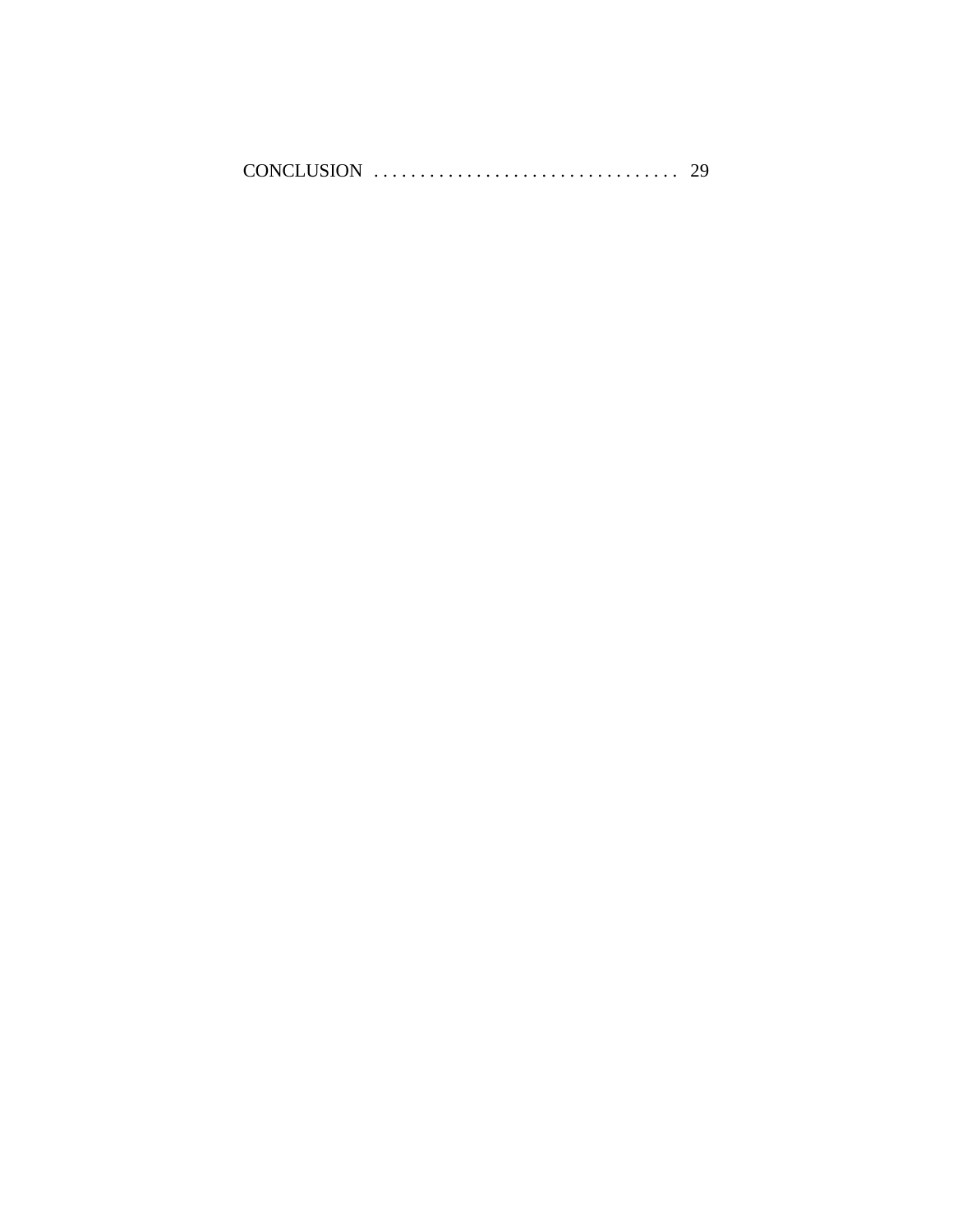CONCLUSION . . . . . . . . . . . . . . . . . . . . . . . . . . . . . . . . . 29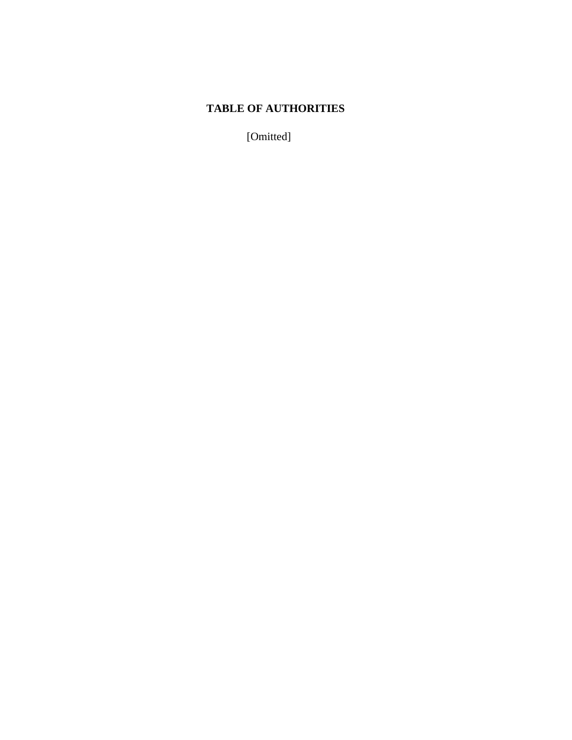## TABLE OF AUTHORITIES

[Omitted]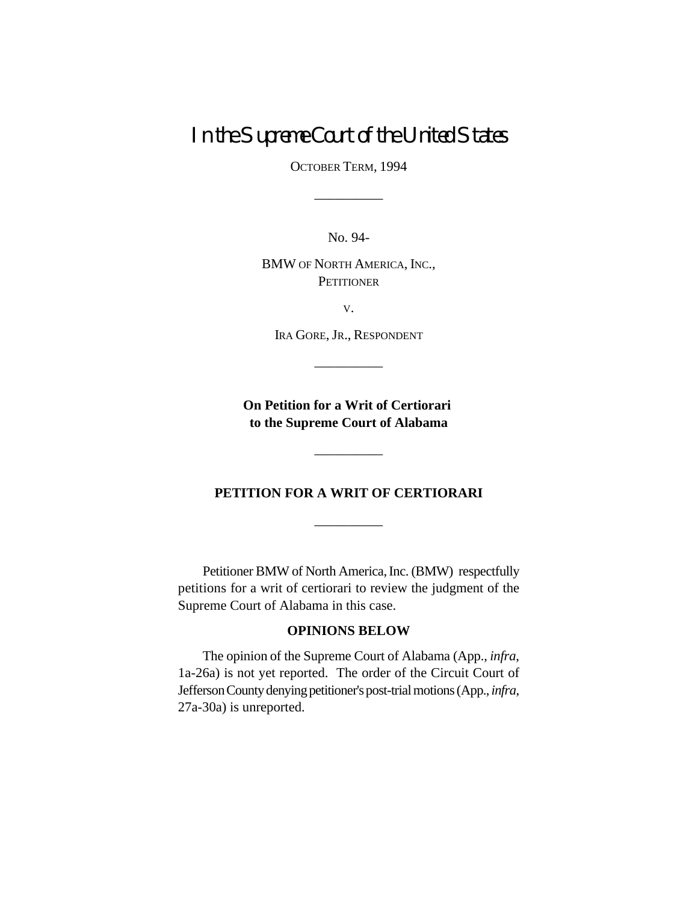# In the Supreme Court of the United States

OCTOBER TERM, 1994

---

No. 94-

BMW OF NORTH AMERICA, INC., PETITIONER

v.

IRA GORE, JR., RESPONDENT

---

**On Petition for a Writ of Certiorari to the Supreme Court of Alabama**

---

**PETITION FOR A WRIT OF CERTIORARI**

---

Petitioner BMW of North America, Inc. (BMW) respectfully petitions for a writ of certiorari to review the judgment of the Supreme Court of Alabama in this case.

**OPINIONS BELOW**

The opinion of the Supreme Court of Alabama (App., *infra*, 1a-26a) is not yet reported. The order of the Circuit Court of Jefferson County denying petitioner's post-trial motions (App., *infra*, 27a-30a) is unreported.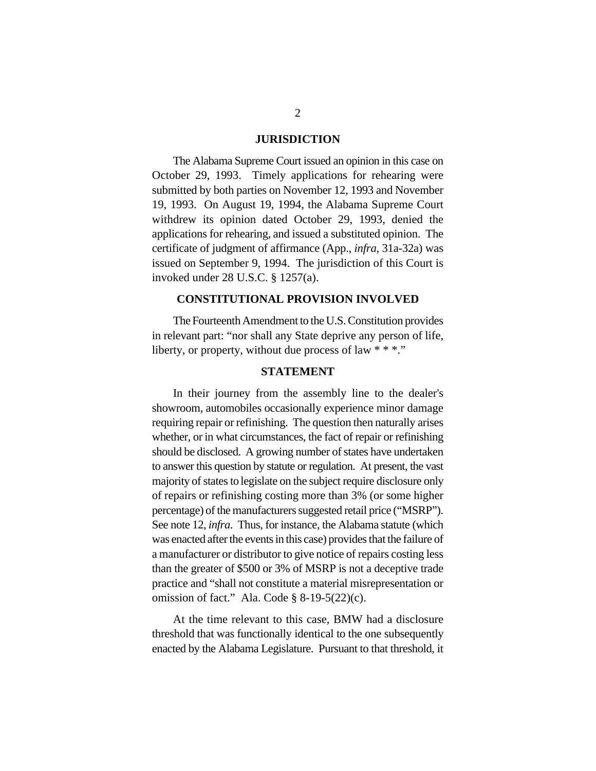## JURISDICTION

The Alabama Supreme Court issued an opinion in this case on October 29, 1993. Timely applications for rehearing were submitted by both parties on November 12, 1993 and November 19, 1993. On August 19, 1994, the Alabama Supreme Court withdrew its opinion dated October 29, 1993, denied the applications for rehearing, and issued a substituted opinion. The certificate of judgment of affirmance (App., *infra*, 31a-32a) was issued on September 9, 1994. The jurisdiction of this Court is invoked under 28 U.S.C. § 1257(a).

## CONSTITUTIONAL PROVISION INVOLVED

The Fourteenth Amendment to the U.S. Constitution provides in relevant part: "nor shall any State deprive any person of life, liberty, or property, without due process of law * * *."

## STATEMENT

In their journey from the assembly line to the dealer's showroom, automobiles occasionally experience minor damage requiring repair or refinishing. The question then naturally arises whether, or in what circumstances, the fact of repair or refinishing should be disclosed. A growing number of states have undertaken to answer this question by statute or regulation. At present, the vast majority of states to legislate on the subject require disclosure only of repairs or refinishing costing more than 3% (or some higher percentage) of the manufacturers suggested retail price ("MSRP"). See note 12, *infra*. Thus, for instance, the Alabama statute (which was enacted after the events in this case) provides that the failure of a manufacturer or distributor to give notice of repairs costing less than the greater of $500 or 3% of MSRP is not a deceptive trade practice and "shall not constitute a material misrepresentation or omission of fact." Ala. Code § 8-19-5(22)(c).

At the time relevant to this case, BMW had a disclosure threshold that was functionally identical to the one subsequently enacted by the Alabama Legislature. Pursuant to that threshold, it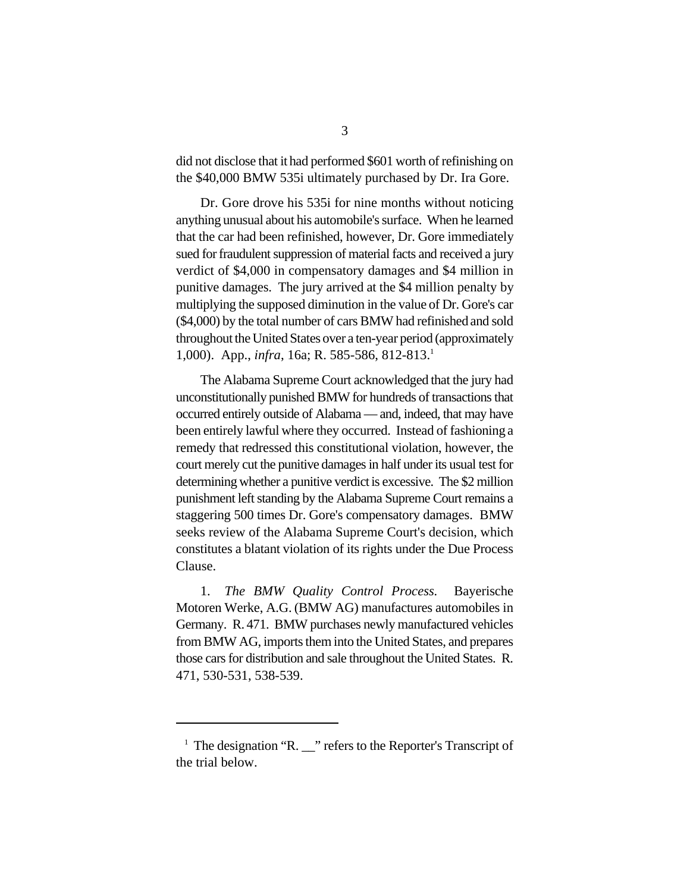did not disclose that it had performed $601 worth of refinishing on the $40,000 BMW 535i ultimately purchased by Dr. Ira Gore.

Dr. Gore drove his 535i for nine months without noticing anything unusual about his automobile's surface. When he learned that the car had been refinished, however, Dr. Gore immediately sued for fraudulent suppression of material facts and received a jury verdict of $4,000 in compensatory damages and $4 million in punitive damages. The jury arrived at the $4 million penalty by multiplying the supposed diminution in the value of Dr. Gore's car ($4,000) by the total number of cars BMW had refinished and sold throughout the United States over a ten-year period (approximately 1,000). App., *infra*, 16a; R. 585-586, 812-813.[1]

The Alabama Supreme Court acknowledged that the jury had unconstitutionally punished BMW for hundreds of transactions that occurred entirely outside of Alabama — and, indeed, that may have been entirely lawful where they occurred. Instead of fashioning a remedy that redressed this constitutional violation, however, the court merely cut the punitive damages in half under its usual test for determining whether a punitive verdict is excessive. The $2 million punishment left standing by the Alabama Supreme Court remains a staggering 500 times Dr. Gore's compensatory damages. BMW seeks review of the Alabama Supreme Court's decision, which constitutes a blatant violation of its rights under the Due Process Clause.

1. *The BMW Quality Control Process.* Bayerische Motoren Werke, A.G. (BMW AG) manufactures automobiles in Germany. R. 471. BMW purchases newly manufactured vehicles from BMW AG, imports them into the United States, and prepares those cars for distribution and sale throughout the United States. R. 471, 530-531, 538-539.

---

[1] The designation "R. __" refers to the Reporter's Transcript of the trial below.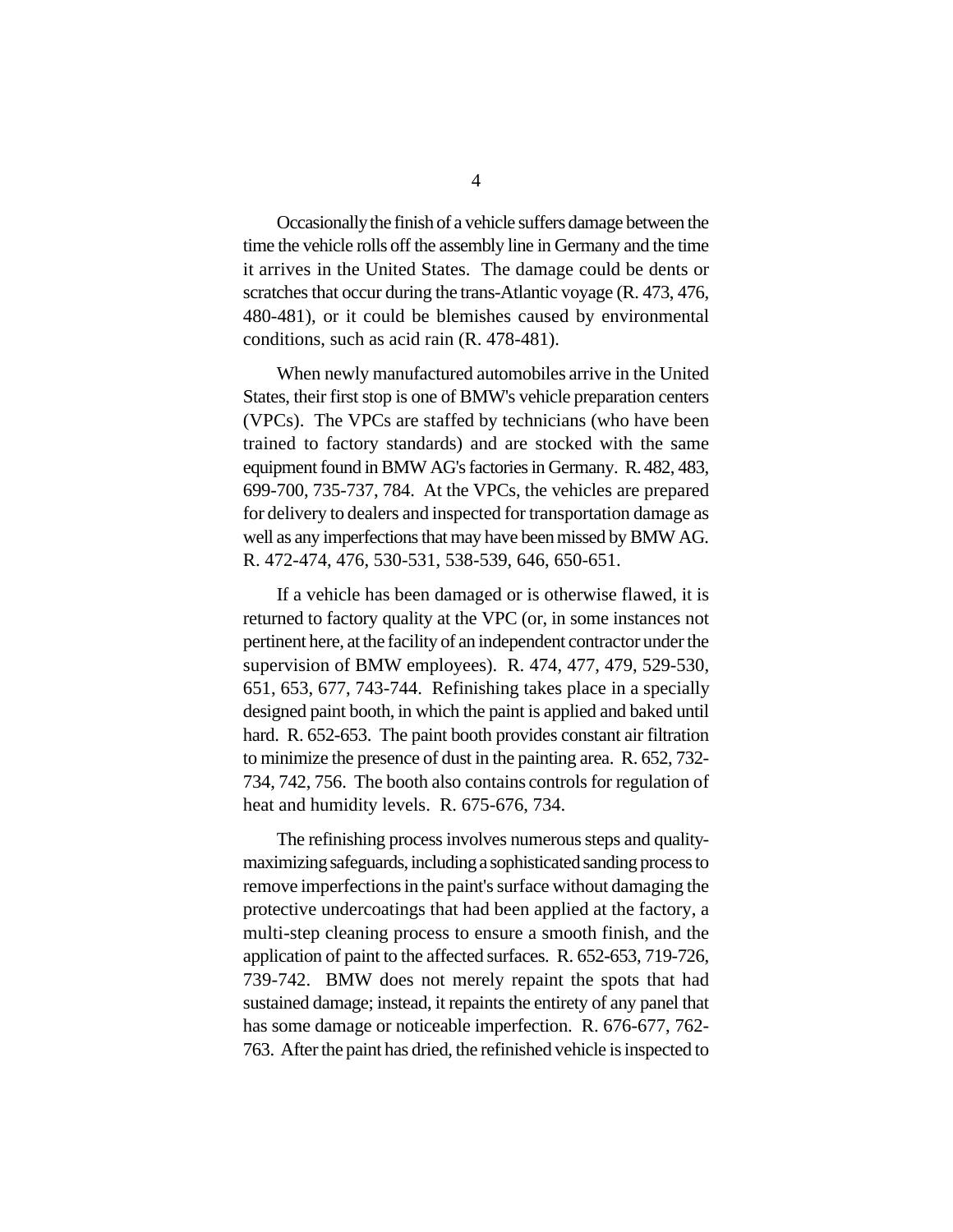Occasionally the finish of a vehicle suffers damage between the time the vehicle rolls off the assembly line in Germany and the time it arrives in the United States. The damage could be dents or scratches that occur during the trans-Atlantic voyage (R. 473, 476, 480-481), or it could be blemishes caused by environmental conditions, such as acid rain (R. 478-481).

When newly manufactured automobiles arrive in the United States, their first stop is one of BMW's vehicle preparation centers (VPCs). The VPCs are staffed by technicians (who have been trained to factory standards) and are stocked with the same equipment found in BMW AG's factories in Germany. R. 482, 483, 699-700, 735-737, 784. At the VPCs, the vehicles are prepared for delivery to dealers and inspected for transportation damage as well as any imperfections that may have been missed by BMW AG. R. 472-474, 476, 530-531, 538-539, 646, 650-651.

If a vehicle has been damaged or is otherwise flawed, it is returned to factory quality at the VPC (or, in some instances not pertinent here, at the facility of an independent contractor under the supervision of BMW employees). R. 474, 477, 479, 529-530, 651, 653, 677, 743-744. Refinishing takes place in a specially designed paint booth, in which the paint is applied and baked until hard. R. 652-653. The paint booth provides constant air filtration to minimize the presence of dust in the painting area. R. 652, 732-734, 742, 756. The booth also contains controls for regulation of heat and humidity levels. R. 675-676, 734.

The refinishing process involves numerous steps and quality-maximizing safeguards, including a sophisticated sanding process to remove imperfections in the paint's surface without damaging the protective undercoatings that had been applied at the factory, a multi-step cleaning process to ensure a smooth finish, and the application of paint to the affected surfaces. R. 652-653, 719-726, 739-742. BMW does not merely repaint the spots that had sustained damage; instead, it repaints the entirety of any panel that has some damage or noticeable imperfection. R. 676-677, 762-763. After the paint has dried, the refinished vehicle is inspected to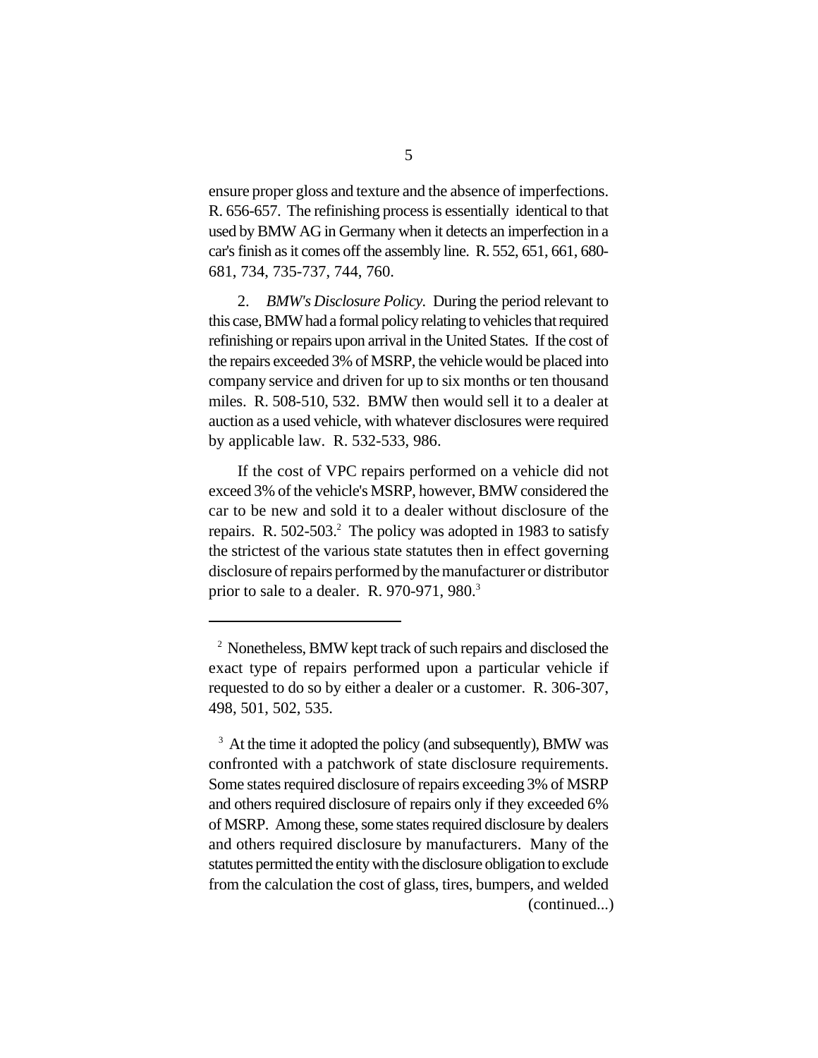ensure proper gloss and texture and the absence of imperfections. R. 656-657. The refinishing process is essentially identical to that used by BMW AG in Germany when it detects an imperfection in a car's finish as it comes off the assembly line. R. 552, 651, 661, 680-681, 734, 735-737, 744, 760.

2. *BMW's Disclosure Policy.* During the period relevant to this case, BMW had a formal policy relating to vehicles that required refinishing or repairs upon arrival in the United States. If the cost of the repairs exceeded 3% of MSRP, the vehicle would be placed into company service and driven for up to six months or ten thousand miles. R. 508-510, 532. BMW then would sell it to a dealer at auction as a used vehicle, with whatever disclosures were required by applicable law. R. 532-533, 986.

If the cost of VPC repairs performed on a vehicle did not exceed 3% of the vehicle's MSRP, however, BMW considered the car to be new and sold it to a dealer without disclosure of the repairs. R. 502-503.[2] The policy was adopted in 1983 to satisfy the strictest of the various state statutes then in effect governing disclosure of repairs performed by the manufacturer or distributor prior to sale to a dealer. R. 970-971, 980.[3]

---

[2] Nonetheless, BMW kept track of such repairs and disclosed the exact type of repairs performed upon a particular vehicle if requested to do so by either a dealer or a customer. R. 306-307, 498, 501, 502, 535.

[3] At the time it adopted the policy (and subsequently), BMW was confronted with a patchwork of state disclosure requirements. Some states required disclosure of repairs exceeding 3% of MSRP and others required disclosure of repairs only if they exceeded 6% of MSRP. Among these, some states required disclosure by dealers and others required disclosure by manufacturers. Many of the statutes permitted the entity with the disclosure obligation to exclude from the calculation the cost of glass, tires, bumpers, and welded (continued...)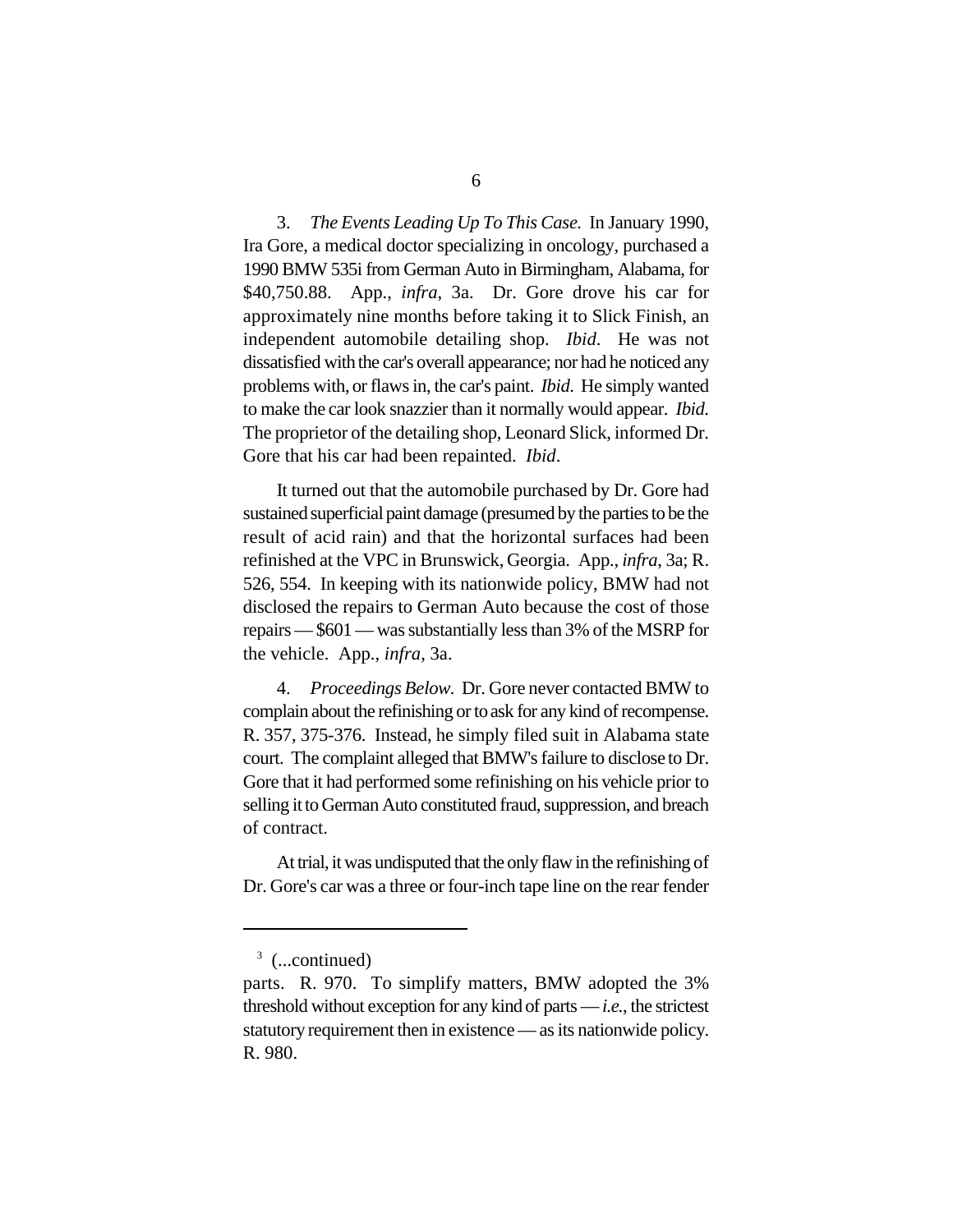3. *The Events Leading Up To This Case.* In January 1990, Ira Gore, a medical doctor specializing in oncology, purchased a 1990 BMW 535i from German Auto in Birmingham, Alabama, for $40,750.88. App., *infra*, 3a. Dr. Gore drove his car for approximately nine months before taking it to Slick Finish, an independent automobile detailing shop. *Ibid*. He was not dissatisfied with the car's overall appearance; nor had he noticed any problems with, or flaws in, the car's paint. *Ibid*. He simply wanted to make the car look snazzier than it normally would appear. *Ibid.* The proprietor of the detailing shop, Leonard Slick, informed Dr. Gore that his car had been repainted. *Ibid*.

It turned out that the automobile purchased by Dr. Gore had sustained superficial paint damage (presumed by the parties to be the result of acid rain) and that the horizontal surfaces had been refinished at the VPC in Brunswick, Georgia. App., *infra*, 3a; R. 526, 554. In keeping with its nationwide policy, BMW had not disclosed the repairs to German Auto because the cost of those repairs — $601 — was substantially less than 3% of the MSRP for the vehicle. App., *infra*, 3a.

4. *Proceedings Below*. Dr. Gore never contacted BMW to complain about the refinishing or to ask for any kind of recompense. R. 357, 375-376. Instead, he simply filed suit in Alabama state court. The complaint alleged that BMW's failure to disclose to Dr. Gore that it had performed some refinishing on his vehicle prior to selling it to German Auto constituted fraud, suppression, and breach of contract.

At trial, it was undisputed that the only flaw in the refinishing of Dr. Gore's car was a three or four-inch tape line on the rear fender

---

[3] (...continued)
parts. R. 970. To simplify matters, BMW adopted the 3% threshold without exception for any kind of parts — *i.e.*, the strictest statutory requirement then in existence — as its nationwide policy. R. 980.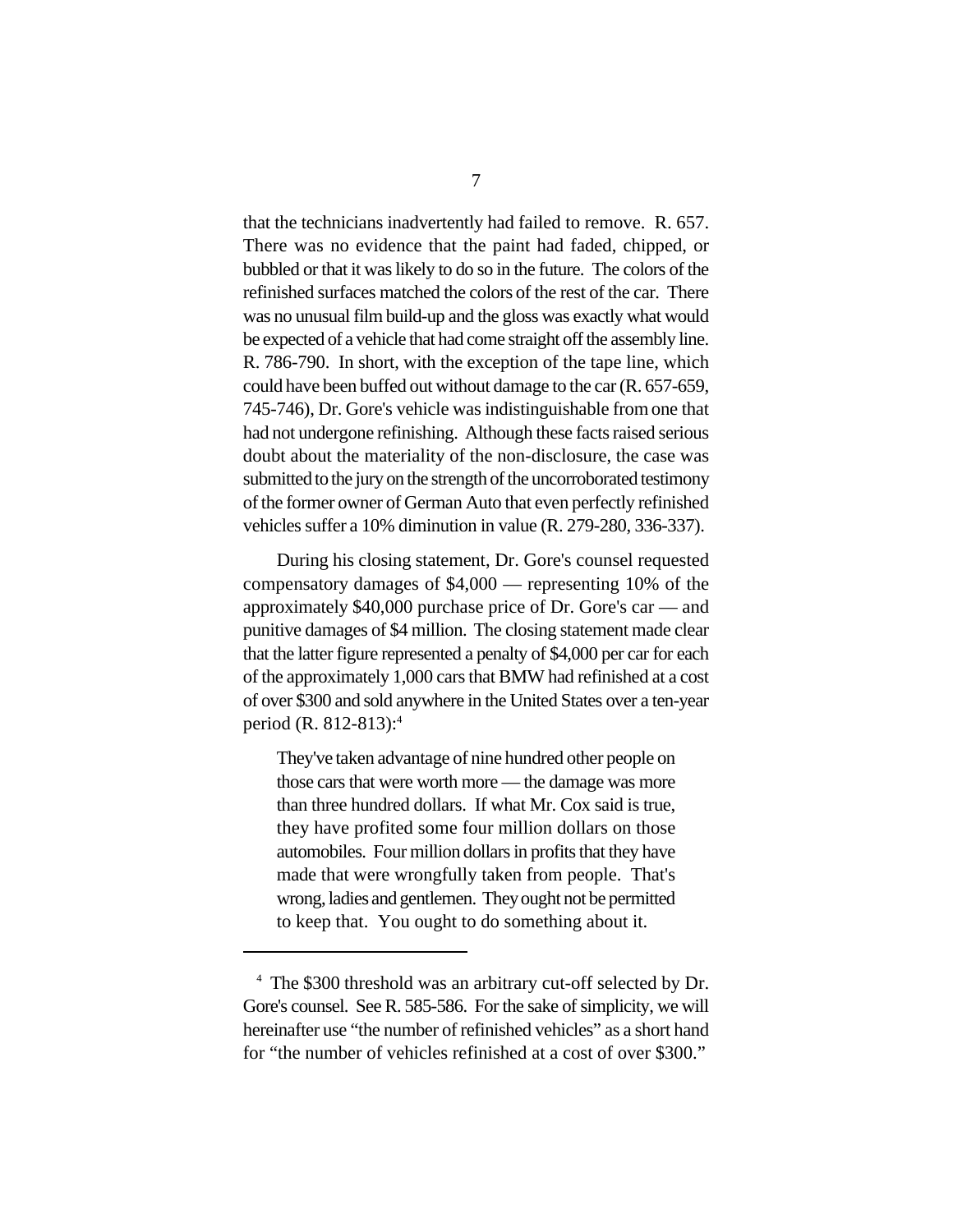that the technicians inadvertently had failed to remove. R. 657. There was no evidence that the paint had faded, chipped, or bubbled or that it was likely to do so in the future. The colors of the refinished surfaces matched the colors of the rest of the car. There was no unusual film build-up and the gloss was exactly what would be expected of a vehicle that had come straight off the assembly line. R. 786-790. In short, with the exception of the tape line, which could have been buffed out without damage to the car (R. 657-659, 745-746), Dr. Gore's vehicle was indistinguishable from one that had not undergone refinishing. Although these facts raised serious doubt about the materiality of the non-disclosure, the case was submitted to the jury on the strength of the uncorroborated testimony of the former owner of German Auto that even perfectly refinished vehicles suffer a 10% diminution in value (R. 279-280, 336-337).

During his closing statement, Dr. Gore's counsel requested compensatory damages of $4,000 — representing 10% of the approximately $40,000 purchase price of Dr. Gore's car — and punitive damages of $4 million. The closing statement made clear that the latter figure represented a penalty of $4,000 per car for each of the approximately 1,000 cars that BMW had refinished at a cost of over $300 and sold anywhere in the United States over a ten-year period (R. 812-813):[4]

> They've taken advantage of nine hundred other people on those cars that were worth more — the damage was more than three hundred dollars. If what Mr. Cox said is true, they have profited some four million dollars on those automobiles. Four million dollars in profits that they have made that were wrongfully taken from people. That's wrong, ladies and gentlemen. They ought not be permitted to keep that. You ought to do something about it.

---

[4] The $300 threshold was an arbitrary cut-off selected by Dr. Gore's counsel. See R. 585-586. For the sake of simplicity, we will hereinafter use "the number of refinished vehicles" as a short hand for "the number of vehicles refinished at a cost of over $300."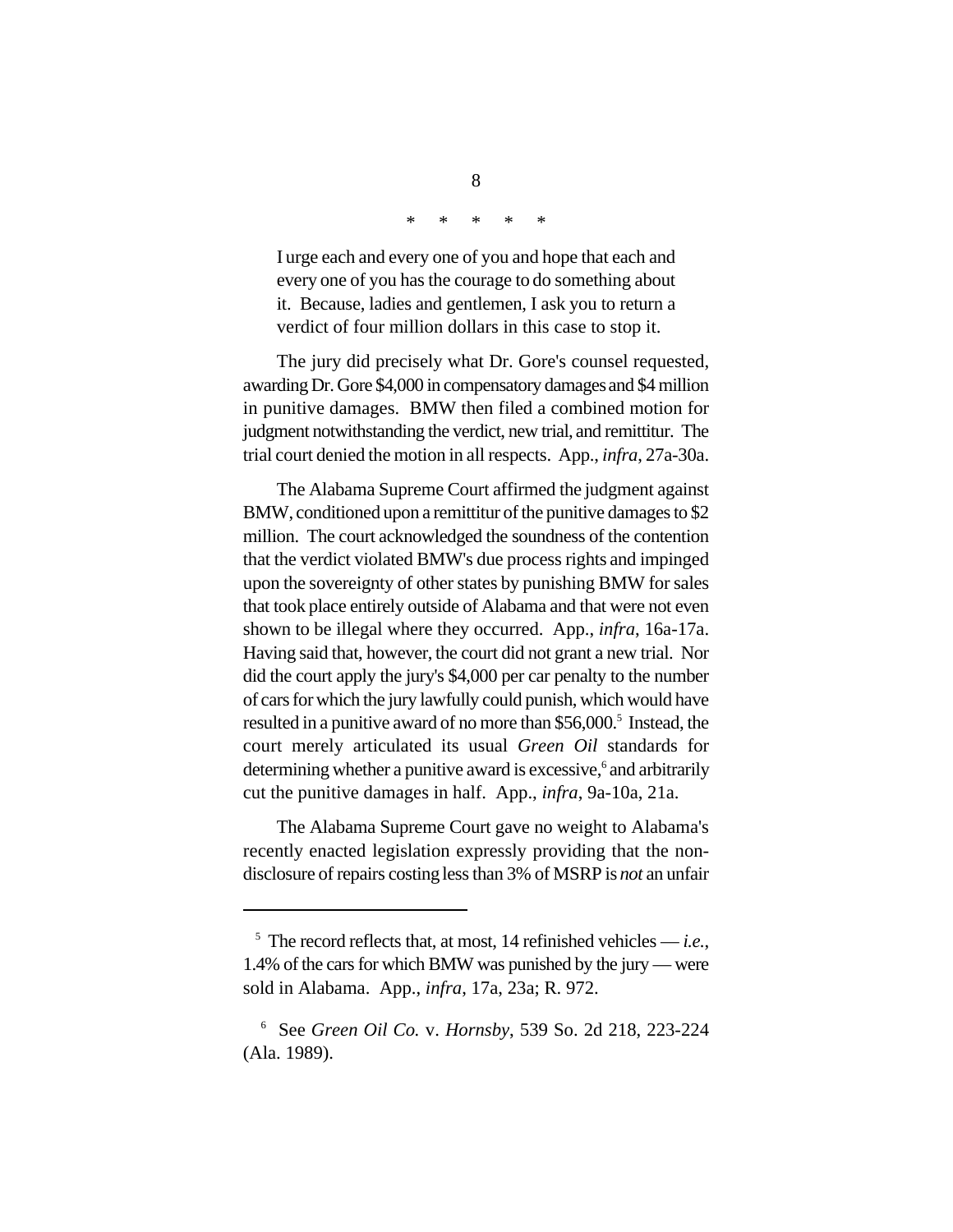\*     \*     \*     \*     \*

> I urge each and every one of you and hope that each and every one of you has the courage to do something about it. Because, ladies and gentlemen, I ask you to return a verdict of four million dollars in this case to stop it.

The jury did precisely what Dr. Gore's counsel requested, awarding Dr. Gore $4,000 in compensatory damages and $4 million in punitive damages. BMW then filed a combined motion for judgment notwithstanding the verdict, new trial, and remittitur. The trial court denied the motion in all respects. App., *infra*, 27a-30a.

The Alabama Supreme Court affirmed the judgment against BMW, conditioned upon a remittitur of the punitive damages to $2 million. The court acknowledged the soundness of the contention that the verdict violated BMW's due process rights and impinged upon the sovereignty of other states by punishing BMW for sales that took place entirely outside of Alabama and that were not even shown to be illegal where they occurred. App., *infra*, 16a-17a. Having said that, however, the court did not grant a new trial. Nor did the court apply the jury's $4,000 per car penalty to the number of cars for which the jury lawfully could punish, which would have resulted in a punitive award of no more than $56,000.[5] Instead, the court merely articulated its usual *Green Oil* standards for determining whether a punitive award is excessive,[6] and arbitrarily cut the punitive damages in half. App., *infra*, 9a-10a, 21a.

The Alabama Supreme Court gave no weight to Alabama's recently enacted legislation expressly providing that the non-disclosure of repairs costing less than 3% of MSRP is *not* an unfair

---

[5] The record reflects that, at most, 14 refinished vehicles — *i.e.*, 1.4% of the cars for which BMW was punished by the jury — were sold in Alabama. App., *infra*, 17a, 23a; R. 972.

[6] See *Green Oil Co.* v. *Hornsby*, 539 So. 2d 218, 223-224 (Ala. 1989).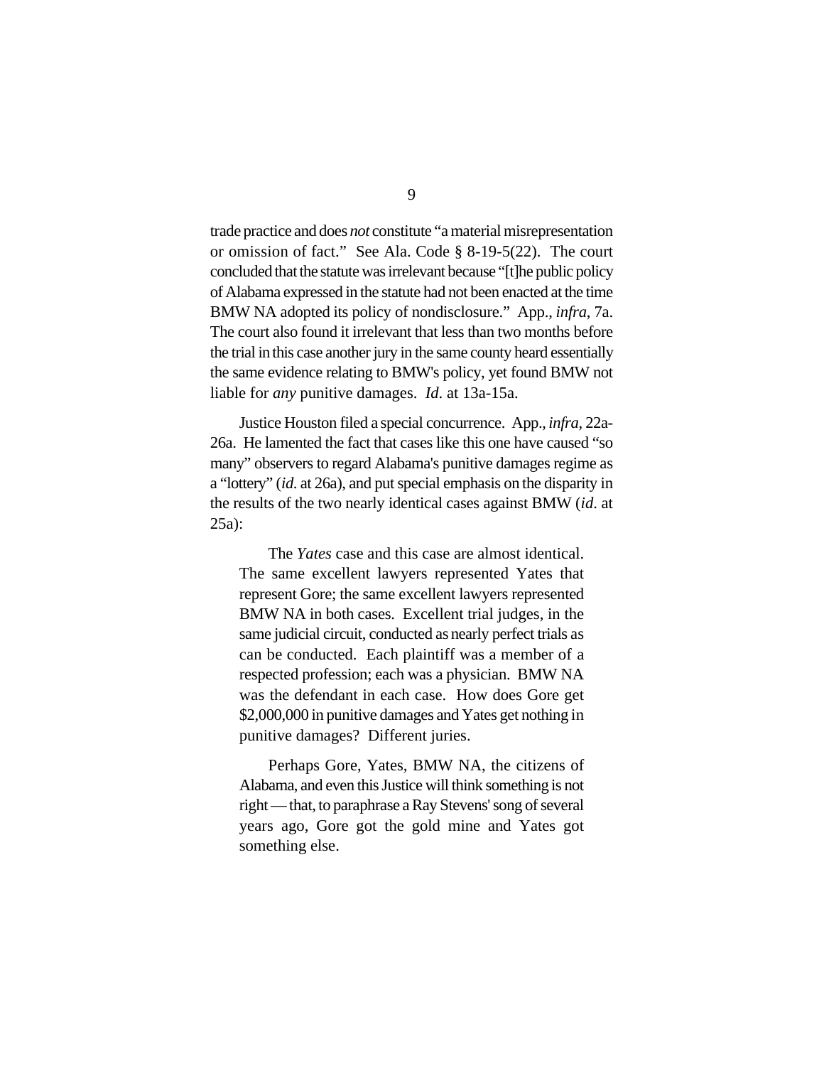trade practice and does *not* constitute "a material misrepresentation or omission of fact." See Ala. Code § 8-19-5(22). The court concluded that the statute was irrelevant because "[t]he public policy of Alabama expressed in the statute had not been enacted at the time BMW NA adopted its policy of nondisclosure." App., *infra*, 7a. The court also found it irrelevant that less than two months before the trial in this case another jury in the same county heard essentially the same evidence relating to BMW's policy, yet found BMW not liable for *any* punitive damages. *Id*. at 13a-15a.

Justice Houston filed a special concurrence. App., *infra*, 22a-26a. He lamented the fact that cases like this one have caused "so many" observers to regard Alabama's punitive damages regime as a "lottery" (*id*. at 26a), and put special emphasis on the disparity in the results of the two nearly identical cases against BMW (*id*. at 25a):

> The *Yates* case and this case are almost identical. The same excellent lawyers represented Yates that represent Gore; the same excellent lawyers represented BMW NA in both cases. Excellent trial judges, in the same judicial circuit, conducted as nearly perfect trials as can be conducted. Each plaintiff was a member of a respected profession; each was a physician. BMW NA was the defendant in each case. How does Gore get $2,000,000 in punitive damages and Yates get nothing in punitive damages? Different juries.
>
> Perhaps Gore, Yates, BMW NA, the citizens of Alabama, and even this Justice will think something is not right — that, to paraphrase a Ray Stevens' song of several years ago, Gore got the gold mine and Yates got something else.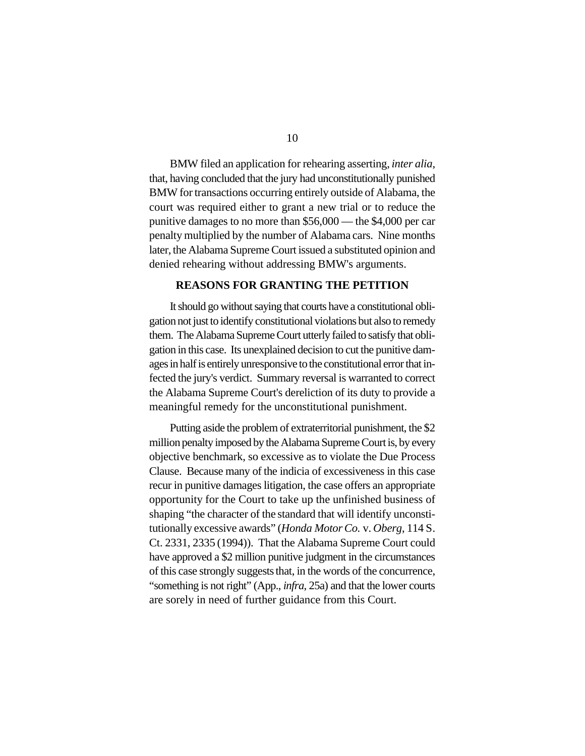BMW filed an application for rehearing asserting, *inter alia*, that, having concluded that the jury had unconstitutionally punished BMW for transactions occurring entirely outside of Alabama, the court was required either to grant a new trial or to reduce the punitive damages to no more than $56,000 — the $4,000 per car penalty multiplied by the number of Alabama cars. Nine months later, the Alabama Supreme Court issued a substituted opinion and denied rehearing without addressing BMW's arguments.

## REASONS FOR GRANTING THE PETITION

It should go without saying that courts have a constitutional obligation not just to identify constitutional violations but also to remedy them. The Alabama Supreme Court utterly failed to satisfy that obligation in this case. Its unexplained decision to cut the punitive damages in half is entirely unresponsive to the constitutional error that infected the jury's verdict. Summary reversal is warranted to correct the Alabama Supreme Court's dereliction of its duty to provide a meaningful remedy for the unconstitutional punishment.

Putting aside the problem of extraterritorial punishment, the $2 million penalty imposed by the Alabama Supreme Court is, by every objective benchmark, so excessive as to violate the Due Process Clause. Because many of the indicia of excessiveness in this case recur in punitive damages litigation, the case offers an appropriate opportunity for the Court to take up the unfinished business of shaping "the character of the standard that will identify unconstitutionally excessive awards" (*Honda Motor Co.* v. *Oberg*, 114 S. Ct. 2331, 2335 (1994)). That the Alabama Supreme Court could have approved a $2 million punitive judgment in the circumstances of this case strongly suggests that, in the words of the concurrence, "something is not right" (App., *infra*, 25a) and that the lower courts are sorely in need of further guidance from this Court.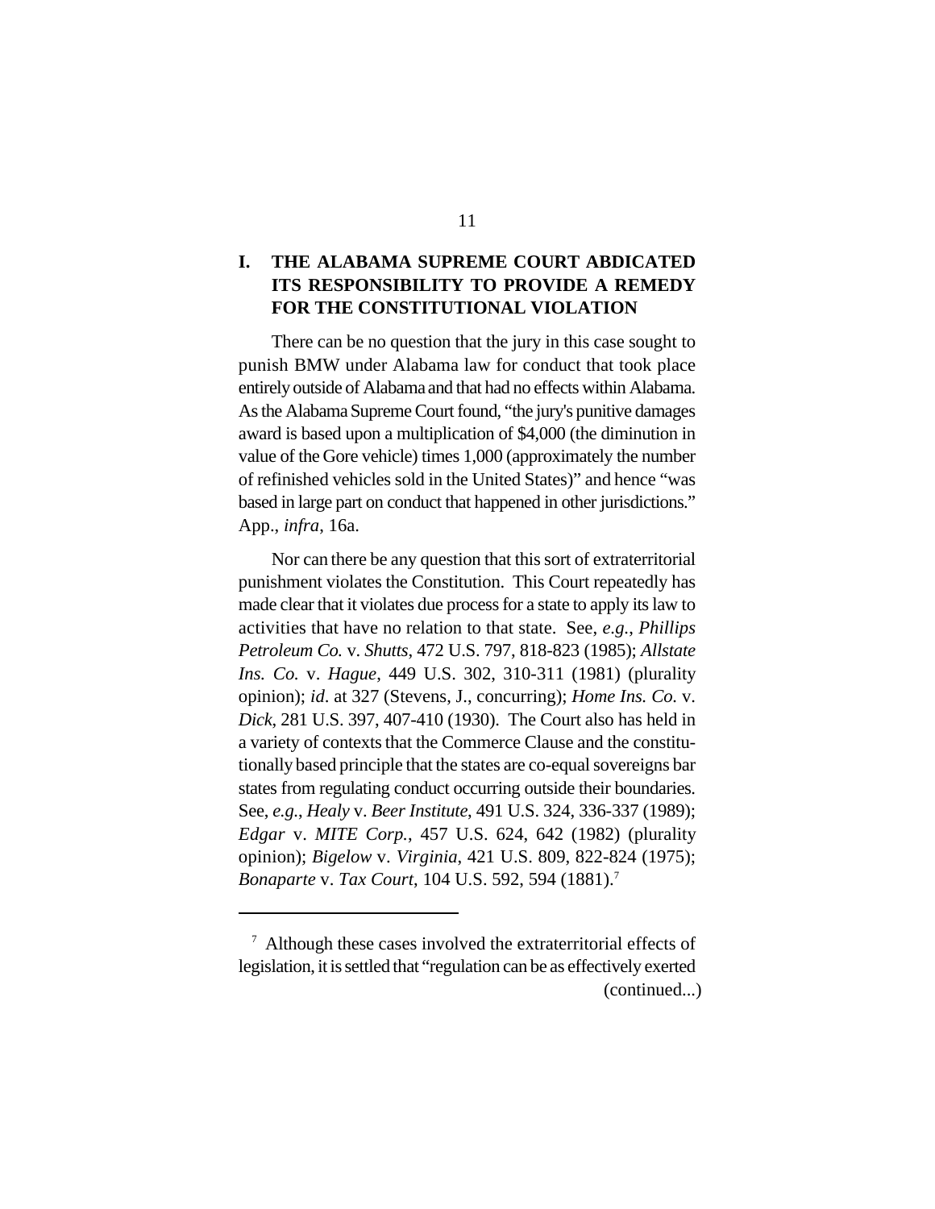## I. THE ALABAMA SUPREME COURT ABDICATED ITS RESPONSIBILITY TO PROVIDE A REMEDY FOR THE CONSTITUTIONAL VIOLATION

There can be no question that the jury in this case sought to punish BMW under Alabama law for conduct that took place entirely outside of Alabama and that had no effects within Alabama. As the Alabama Supreme Court found, "the jury's punitive damages award is based upon a multiplication of $4,000 (the diminution in value of the Gore vehicle) times 1,000 (approximately the number of refinished vehicles sold in the United States)" and hence "was based in large part on conduct that happened in other jurisdictions." App., *infra*, 16a.

Nor can there be any question that this sort of extraterritorial punishment violates the Constitution. This Court repeatedly has made clear that it violates due process for a state to apply its law to activities that have no relation to that state. See, *e.g.*, *Phillips Petroleum Co.* v. *Shutts*, 472 U.S. 797, 818-823 (1985); *Allstate Ins. Co.* v. *Hague*, 449 U.S. 302, 310-311 (1981) (plurality opinion); *id*. at 327 (Stevens, J., concurring); *Home Ins. Co.* v. *Dick*, 281 U.S. 397, 407-410 (1930). The Court also has held in a variety of contexts that the Commerce Clause and the constitutionally based principle that the states are co-equal sovereigns bar states from regulating conduct occurring outside their boundaries. See, *e.g.*, *Healy* v. *Beer Institute*, 491 U.S. 324, 336-337 (1989); *Edgar* v. *MITE Corp.*, 457 U.S. 624, 642 (1982) (plurality opinion); *Bigelow* v. *Virginia*, 421 U.S. 809, 822-824 (1975); *Bonaparte* v. *Tax Court*, 104 U.S. 592, 594 (1881).[7]

---

[7] Although these cases involved the extraterritorial effects of legislation, it is settled that "regulation can be as effectively exerted (continued...)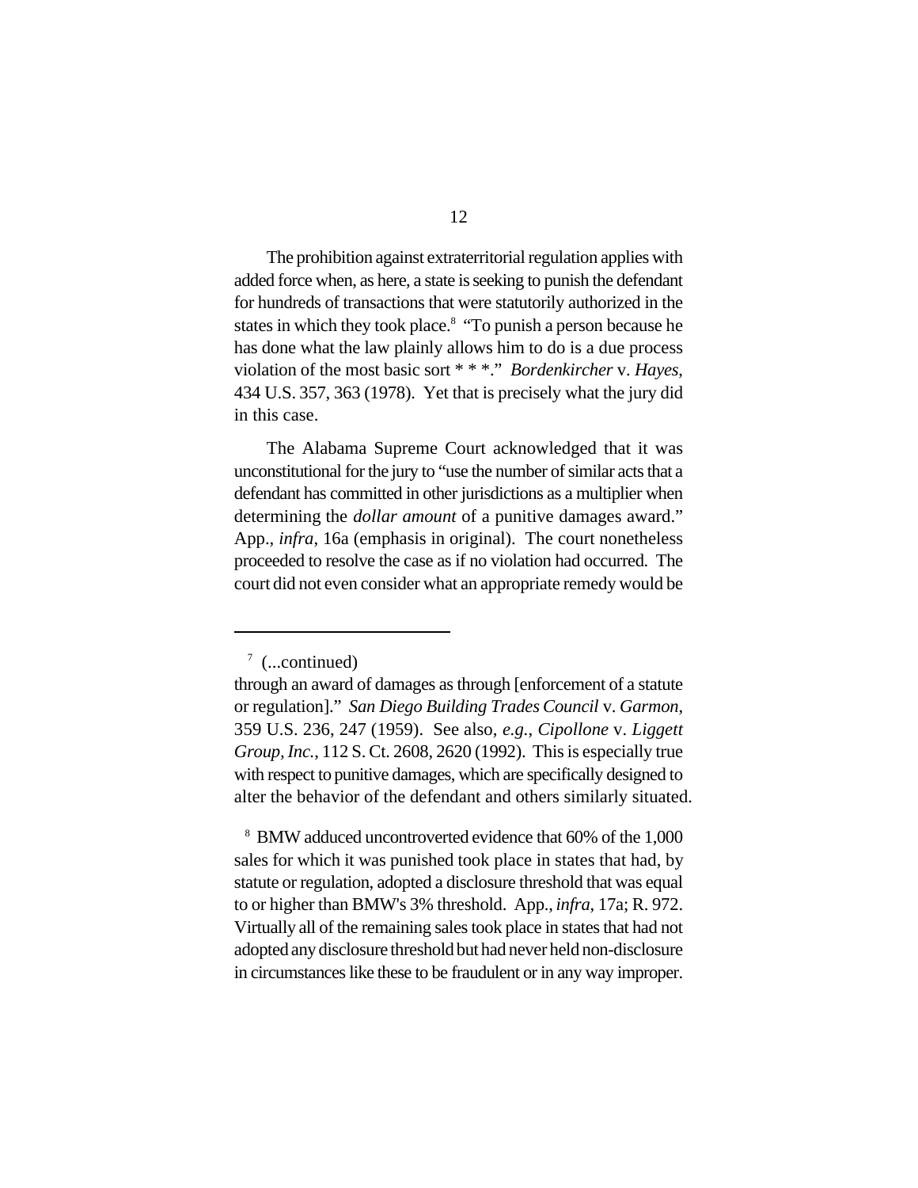The prohibition against extraterritorial regulation applies with added force when, as here, a state is seeking to punish the defendant for hundreds of transactions that were statutorily authorized in the states in which they took place.[8] "To punish a person because he has done what the law plainly allows him to do is a due process violation of the most basic sort * * *." *Bordenkircher* v. *Hayes*, 434 U.S. 357, 363 (1978). Yet that is precisely what the jury did in this case.

The Alabama Supreme Court acknowledged that it was unconstitutional for the jury to "use the number of similar acts that a defendant has committed in other jurisdictions as a multiplier when determining the *dollar amount* of a punitive damages award." App., *infra*, 16a (emphasis in original). The court nonetheless proceeded to resolve the case as if no violation had occurred. The court did not even consider what an appropriate remedy would be

---

[7] (...continued)
through an award of damages as through [enforcement of a statute or regulation]." *San Diego Building Trades Council* v. *Garmon*, 359 U.S. 236, 247 (1959). See also, *e.g.*, *Cipollone* v. *Liggett Group, Inc.*, 112 S. Ct. 2608, 2620 (1992). This is especially true with respect to punitive damages, which are specifically designed to alter the behavior of the defendant and others similarly situated.

[8] BMW adduced uncontroverted evidence that 60% of the 1,000 sales for which it was punished took place in states that had, by statute or regulation, adopted a disclosure threshold that was equal to or higher than BMW's 3% threshold. App., *infra*, 17a; R. 972. Virtually all of the remaining sales took place in states that had not adopted any disclosure threshold but had never held non-disclosure in circumstances like these to be fraudulent or in any way improper.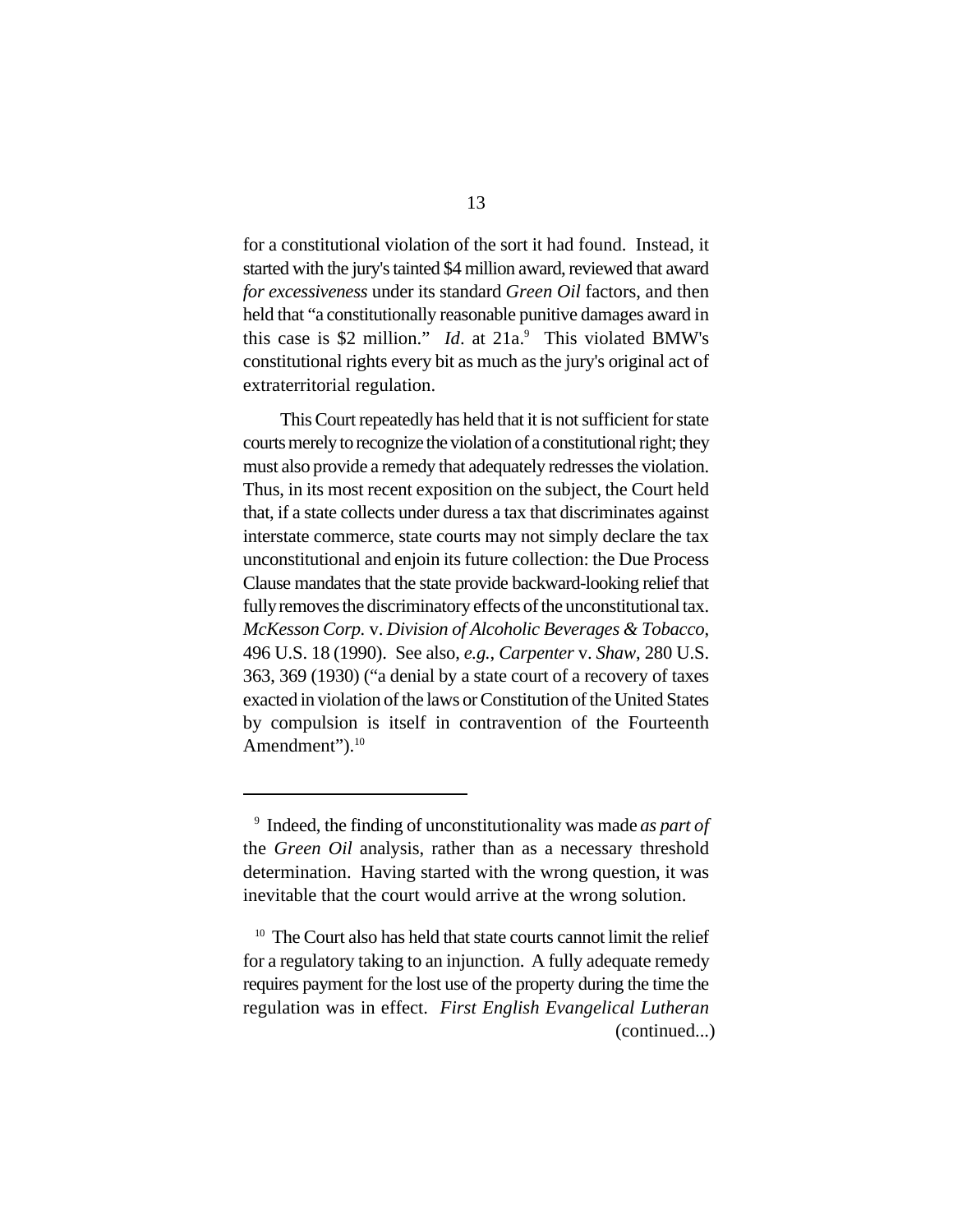for a constitutional violation of the sort it had found. Instead, it started with the jury's tainted $4 million award, reviewed that award *for excessiveness* under its standard *Green Oil* factors, and then held that "a constitutionally reasonable punitive damages award in this case is $2 million." *Id*. at 21a.[9] This violated BMW's constitutional rights every bit as much as the jury's original act of extraterritorial regulation.

This Court repeatedly has held that it is not sufficient for state courts merely to recognize the violation of a constitutional right; they must also provide a remedy that adequately redresses the violation. Thus, in its most recent exposition on the subject, the Court held that, if a state collects under duress a tax that discriminates against interstate commerce, state courts may not simply declare the tax unconstitutional and enjoin its future collection: the Due Process Clause mandates that the state provide backward-looking relief that fully removes the discriminatory effects of the unconstitutional tax. *McKesson Corp.* v. *Division of Alcoholic Beverages & Tobacco*, 496 U.S. 18 (1990). See also, *e.g.*, *Carpenter* v. *Shaw*, 280 U.S. 363, 369 (1930) ("a denial by a state court of a recovery of taxes exacted in violation of the laws or Constitution of the United States by compulsion is itself in contravention of the Fourteenth Amendment").[10]

---

[9] Indeed, the finding of unconstitutionality was made *as part of* the *Green Oil* analysis, rather than as a necessary threshold determination. Having started with the wrong question, it was inevitable that the court would arrive at the wrong solution.

[10] The Court also has held that state courts cannot limit the relief for a regulatory taking to an injunction. A fully adequate remedy requires payment for the lost use of the property during the time the regulation was in effect. *First English Evangelical Lutheran* (continued...)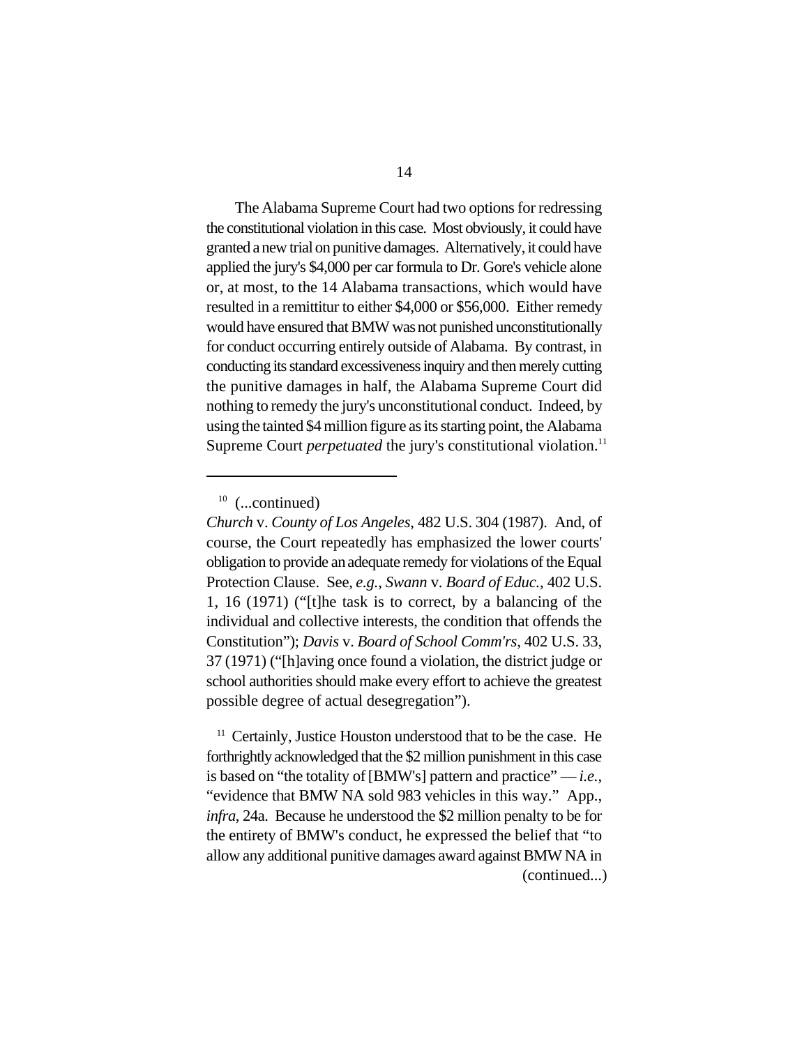The Alabama Supreme Court had two options for redressing the constitutional violation in this case. Most obviously, it could have granted a new trial on punitive damages. Alternatively, it could have applied the jury's $4,000 per car formula to Dr. Gore's vehicle alone or, at most, to the 14 Alabama transactions, which would have resulted in a remittitur to either $4,000 or $56,000. Either remedy would have ensured that BMW was not punished unconstitutionally for conduct occurring entirely outside of Alabama. By contrast, in conducting its standard excessiveness inquiry and then merely cutting the punitive damages in half, the Alabama Supreme Court did nothing to remedy the jury's unconstitutional conduct. Indeed, by using the tainted $4 million figure as its starting point, the Alabama Supreme Court *perpetuated* the jury's constitutional violation.[11]

---

[10] (...continued)
*Church* v. *County of Los Angeles*, 482 U.S. 304 (1987). And, of course, the Court repeatedly has emphasized the lower courts' obligation to provide an adequate remedy for violations of the Equal Protection Clause. See, *e.g.*, *Swann* v. *Board of Educ.*, 402 U.S. 1, 16 (1971) ("[t]he task is to correct, by a balancing of the individual and collective interests, the condition that offends the Constitution"); *Davis* v. *Board of School Comm'rs*, 402 U.S. 33, 37 (1971) ("[h]aving once found a violation, the district judge or school authorities should make every effort to achieve the greatest possible degree of actual desegregation").

[11] Certainly, Justice Houston understood that to be the case. He forthrightly acknowledged that the $2 million punishment in this case is based on "the totality of [BMW's] pattern and practice" — *i.e.*, "evidence that BMW NA sold 983 vehicles in this way." App., *infra*, 24a. Because he understood the $2 million penalty to be for the entirety of BMW's conduct, he expressed the belief that "to allow any additional punitive damages award against BMW NA in (continued...)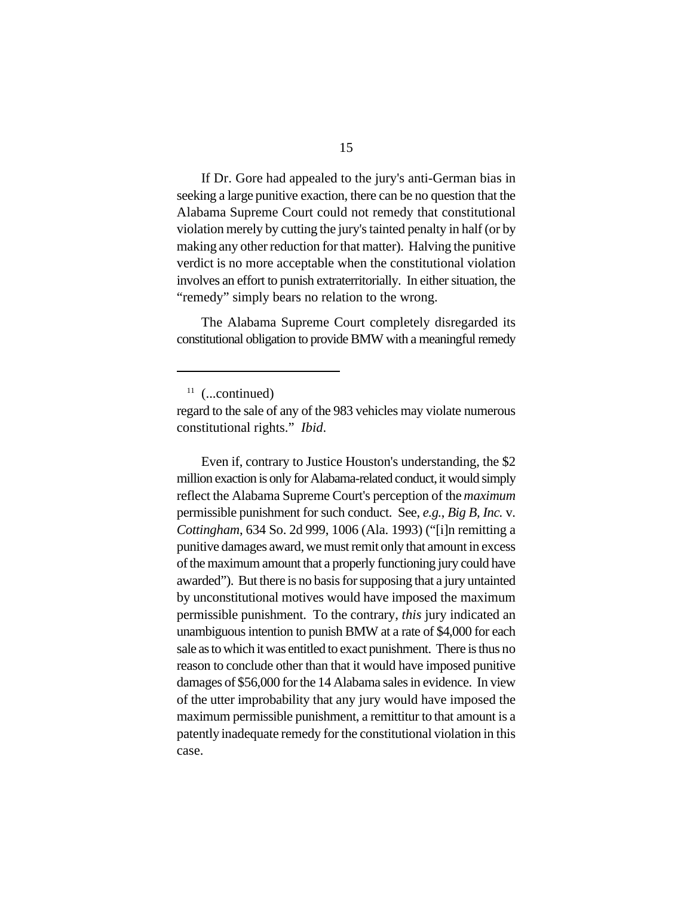If Dr. Gore had appealed to the jury's anti-German bias in seeking a large punitive exaction, there can be no question that the Alabama Supreme Court could not remedy that constitutional violation merely by cutting the jury's tainted penalty in half (or by making any other reduction for that matter). Halving the punitive verdict is no more acceptable when the constitutional violation involves an effort to punish extraterritorially. In either situation, the "remedy" simply bears no relation to the wrong.

The Alabama Supreme Court completely disregarded its constitutional obligation to provide BMW with a meaningful remedy

---

[11] (...continued)
regard to the sale of any of the 983 vehicles may violate numerous constitutional rights." *Ibid*.

Even if, contrary to Justice Houston's understanding, the $2 million exaction is only for Alabama-related conduct, it would simply reflect the Alabama Supreme Court's perception of the *maximum* permissible punishment for such conduct. See, *e.g.*, *Big B, Inc.* v. *Cottingham*, 634 So. 2d 999, 1006 (Ala. 1993) ("[i]n remitting a punitive damages award, we must remit only that amount in excess of the maximum amount that a properly functioning jury could have awarded"). But there is no basis for supposing that a jury untainted by unconstitutional motives would have imposed the maximum permissible punishment. To the contrary, *this* jury indicated an unambiguous intention to punish BMW at a rate of $4,000 for each sale as to which it was entitled to exact punishment. There is thus no reason to conclude other than that it would have imposed punitive damages of $56,000 for the 14 Alabama sales in evidence. In view of the utter improbability that any jury would have imposed the maximum permissible punishment, a remittitur to that amount is a patently inadequate remedy for the constitutional violation in this case.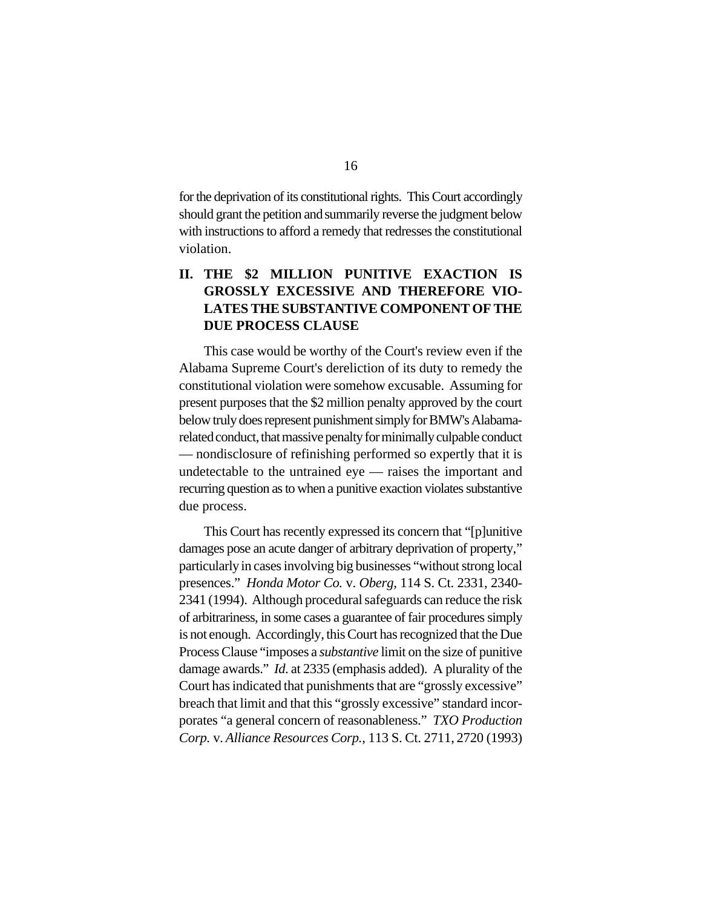for the deprivation of its constitutional rights. This Court accordingly should grant the petition and summarily reverse the judgment below with instructions to afford a remedy that redresses the constitutional violation.

## II. THE $2 MILLION PUNITIVE EXACTION IS GROSSLY EXCESSIVE AND THEREFORE VIOLATES THE SUBSTANTIVE COMPONENT OF THE DUE PROCESS CLAUSE

This case would be worthy of the Court's review even if the Alabama Supreme Court's dereliction of its duty to remedy the constitutional violation were somehow excusable. Assuming for present purposes that the $2 million penalty approved by the court below truly does represent punishment simply for BMW's Alabama-related conduct, that massive penalty for minimally culpable conduct — nondisclosure of refinishing performed so expertly that it is undetectable to the untrained eye — raises the important and recurring question as to when a punitive exaction violates substantive due process.

This Court has recently expressed its concern that "[p]unitive damages pose an acute danger of arbitrary deprivation of property," particularly in cases involving big businesses "without strong local presences." *Honda Motor Co.* v. *Oberg*, 114 S. Ct. 2331, 2340-2341 (1994). Although procedural safeguards can reduce the risk of arbitrariness, in some cases a guarantee of fair procedures simply is not enough. Accordingly, this Court has recognized that the Due Process Clause "imposes a *substantive* limit on the size of punitive damage awards." *Id.* at 2335 (emphasis added). A plurality of the Court has indicated that punishments that are "grossly excessive" breach that limit and that this "grossly excessive" standard incorporates "a general concern of reasonableness." *TXO Production Corp.* v. *Alliance Resources Corp.*, 113 S. Ct. 2711, 2720 (1993)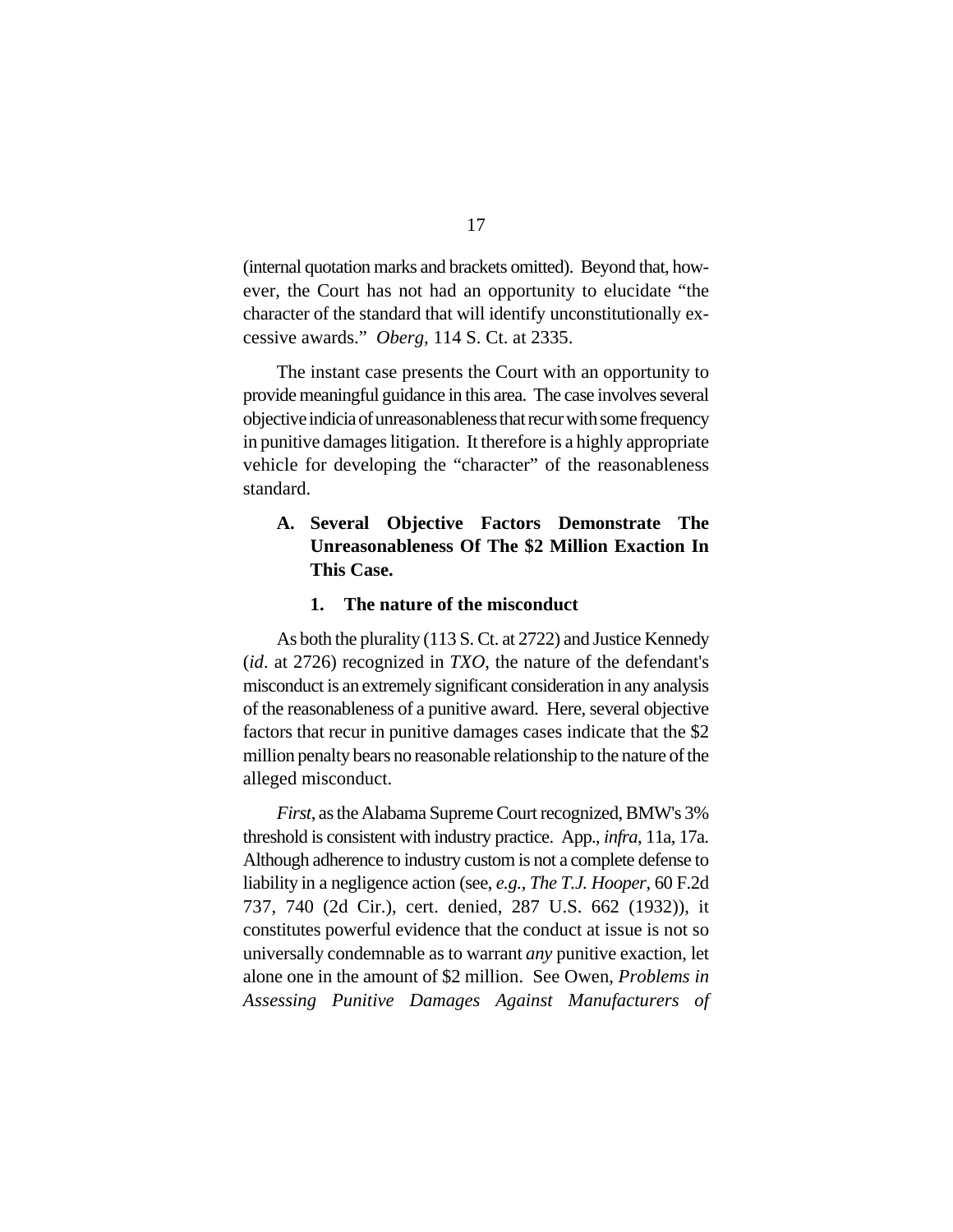(internal quotation marks and brackets omitted). Beyond that, however, the Court has not had an opportunity to elucidate "the character of the standard that will identify unconstitutionally excessive awards." *Oberg*, 114 S. Ct. at 2335.

The instant case presents the Court with an opportunity to provide meaningful guidance in this area. The case involves several objective indicia of unreasonableness that recur with some frequency in punitive damages litigation. It therefore is a highly appropriate vehicle for developing the "character" of the reasonableness standard.

### A. Several Objective Factors Demonstrate The Unreasonableness Of The $2 Million Exaction In This Case.

#### 1. The nature of the misconduct

As both the plurality (113 S. Ct. at 2722) and Justice Kennedy (*id*. at 2726) recognized in *TXO*, the nature of the defendant's misconduct is an extremely significant consideration in any analysis of the reasonableness of a punitive award. Here, several objective factors that recur in punitive damages cases indicate that the $2 million penalty bears no reasonable relationship to the nature of the alleged misconduct.

*First*, as the Alabama Supreme Court recognized, BMW's 3% threshold is consistent with industry practice. App., *infra*, 11a, 17a. Although adherence to industry custom is not a complete defense to liability in a negligence action (see, *e.g.*, *The T.J. Hooper*, 60 F.2d 737, 740 (2d Cir.), cert. denied, 287 U.S. 662 (1932)), it constitutes powerful evidence that the conduct at issue is not so universally condemnable as to warrant *any* punitive exaction, let alone one in the amount of $2 million. See Owen, *Problems in Assessing Punitive Damages Against Manufacturers of*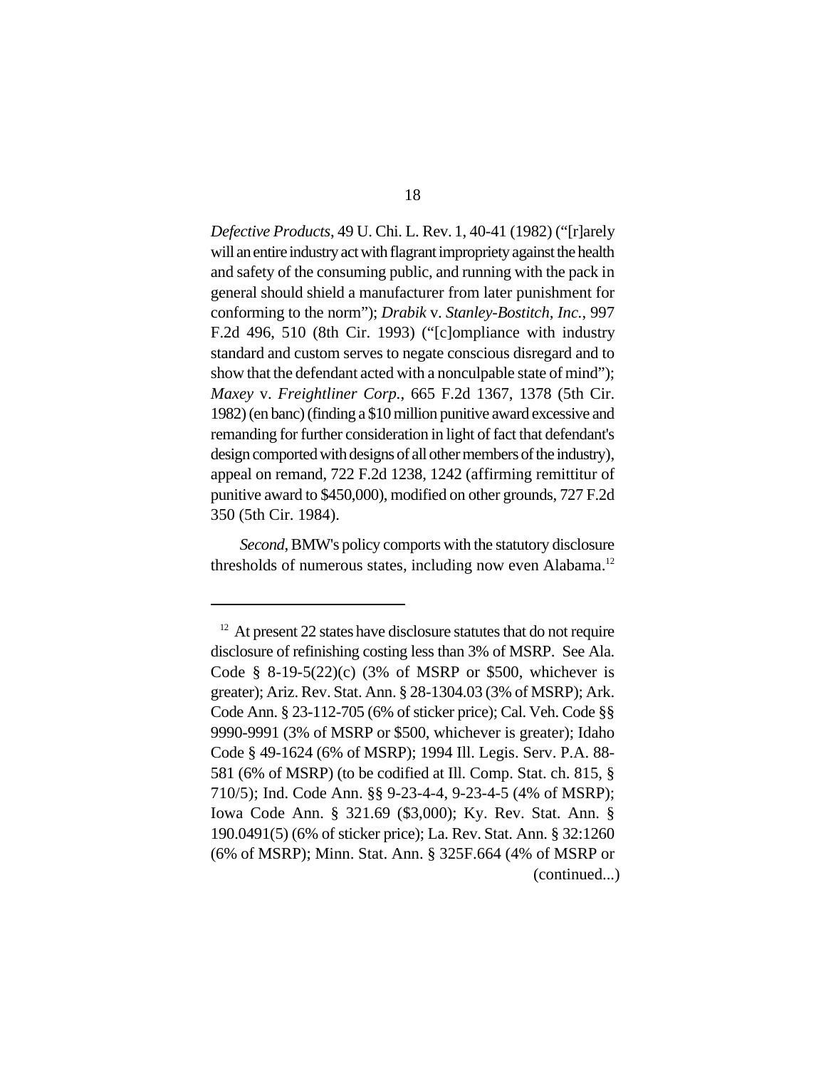*Defective Products*, 49 U. Chi. L. Rev. 1, 40-41 (1982) ("[r]arely will an entire industry act with flagrant impropriety against the health and safety of the consuming public, and running with the pack in general should shield a manufacturer from later punishment for conforming to the norm"); *Drabik* v. *Stanley-Bostitch, Inc.*, 997 F.2d 496, 510 (8th Cir. 1993) ("[c]ompliance with industry standard and custom serves to negate conscious disregard and to show that the defendant acted with a nonculpable state of mind"); *Maxey* v. *Freightliner Corp.*, 665 F.2d 1367, 1378 (5th Cir. 1982) (en banc) (finding a $10 million punitive award excessive and remanding for further consideration in light of fact that defendant's design comported with designs of all other members of the industry), appeal on remand, 722 F.2d 1238, 1242 (affirming remittitur of punitive award to $450,000), modified on other grounds, 727 F.2d 350 (5th Cir. 1984).

*Second*, BMW's policy comports with the statutory disclosure thresholds of numerous states, including now even Alabama.[12]

---

[12] At present 22 states have disclosure statutes that do not require disclosure of refinishing costing less than 3% of MSRP. See Ala. Code § 8-19-5(22)(c) (3% of MSRP or $500, whichever is greater); Ariz. Rev. Stat. Ann. § 28-1304.03 (3% of MSRP); Ark. Code Ann. § 23-112-705 (6% of sticker price); Cal. Veh. Code §§ 9990-9991 (3% of MSRP or $500, whichever is greater); Idaho Code § 49-1624 (6% of MSRP); 1994 Ill. Legis. Serv. P.A. 88-581 (6% of MSRP) (to be codified at Ill. Comp. Stat. ch. 815, § 710/5); Ind. Code Ann. §§ 9-23-4-4, 9-23-4-5 (4% of MSRP); Iowa Code Ann. § 321.69 ($3,000); Ky. Rev. Stat. Ann. § 190.0491(5) (6% of sticker price); La. Rev. Stat. Ann. § 32:1260 (6% of MSRP); Minn. Stat. Ann. § 325F.664 (4% of MSRP or (continued...)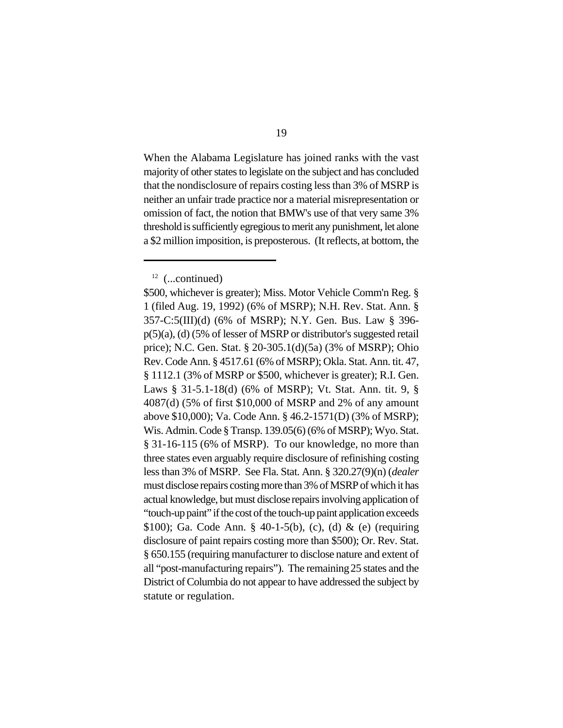When the Alabama Legislature has joined ranks with the vast majority of other states to legislate on the subject and has concluded that the nondisclosure of repairs costing less than 3% of MSRP is neither an unfair trade practice nor a material misrepresentation or omission of fact, the notion that BMW's use of that very same 3% threshold is sufficiently egregious to merit any punishment, let alone a $2 million imposition, is preposterous. (It reflects, at bottom, the

---

[12] (...continued)

$500, whichever is greater); Miss. Motor Vehicle Comm'n Reg. § 1 (filed Aug. 19, 1992) (6% of MSRP); N.H. Rev. Stat. Ann. § 357-C:5(III)(d) (6% of MSRP); N.Y. Gen. Bus. Law § 396-p(5)(a), (d) (5% of lesser of MSRP or distributor's suggested retail price); N.C. Gen. Stat. § 20-305.1(d)(5a) (3% of MSRP); Ohio Rev. Code Ann. § 4517.61 (6% of MSRP); Okla. Stat. Ann. tit. 47, § 1112.1 (3% of MSRP or $500, whichever is greater); R.I. Gen. Laws § 31-5.1-18(d) (6% of MSRP); Vt. Stat. Ann. tit. 9, § 4087(d) (5% of first $10,000 of MSRP and 2% of any amount above $10,000); Va. Code Ann. § 46.2-1571(D) (3% of MSRP); Wis. Admin. Code § Transp. 139.05(6) (6% of MSRP); Wyo. Stat. § 31-16-115 (6% of MSRP). To our knowledge, no more than three states even arguably require disclosure of refinishing costing less than 3% of MSRP. See Fla. Stat. Ann. § 320.27(9)(n) (*dealer* must disclose repairs costing more than 3% of MSRP of which it has actual knowledge, but must disclose repairs involving application of "touch-up paint" if the cost of the touch-up paint application exceeds $100); Ga. Code Ann. § 40-1-5(b), (c), (d) & (e) (requiring disclosure of paint repairs costing more than $500); Or. Rev. Stat. § 650.155 (requiring manufacturer to disclose nature and extent of all "post-manufacturing repairs"). The remaining 25 states and the District of Columbia do not appear to have addressed the subject by statute or regulation.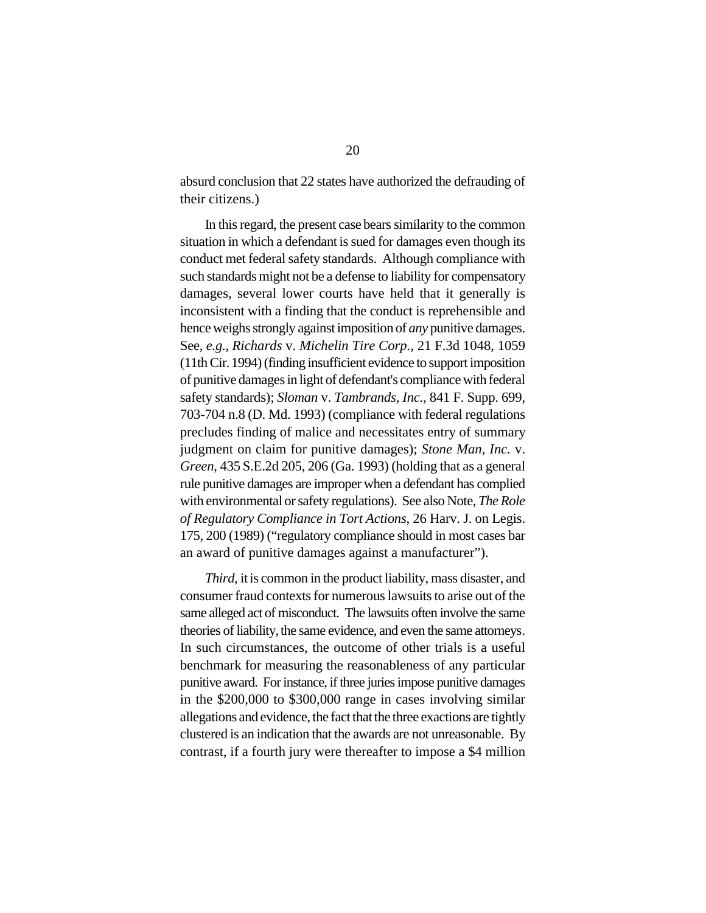absurd conclusion that 22 states have authorized the defrauding of their citizens.)

In this regard, the present case bears similarity to the common situation in which a defendant is sued for damages even though its conduct met federal safety standards. Although compliance with such standards might not be a defense to liability for compensatory damages, several lower courts have held that it generally is inconsistent with a finding that the conduct is reprehensible and hence weighs strongly against imposition of *any* punitive damages. See, *e.g.*, *Richards* v. *Michelin Tire Corp.*, 21 F.3d 1048, 1059 (11th Cir. 1994) (finding insufficient evidence to support imposition of punitive damages in light of defendant's compliance with federal safety standards); *Sloman* v. *Tambrands, Inc.*, 841 F. Supp. 699, 703-704 n.8 (D. Md. 1993) (compliance with federal regulations precludes finding of malice and necessitates entry of summary judgment on claim for punitive damages); *Stone Man, Inc.* v. *Green*, 435 S.E.2d 205, 206 (Ga. 1993) (holding that as a general rule punitive damages are improper when a defendant has complied with environmental or safety regulations). See also Note, *The Role of Regulatory Compliance in Tort Actions*, 26 Harv. J. on Legis. 175, 200 (1989) ("regulatory compliance should in most cases bar an award of punitive damages against a manufacturer").

*Third*, it is common in the product liability, mass disaster, and consumer fraud contexts for numerous lawsuits to arise out of the same alleged act of misconduct. The lawsuits often involve the same theories of liability, the same evidence, and even the same attorneys. In such circumstances, the outcome of other trials is a useful benchmark for measuring the reasonableness of any particular punitive award. For instance, if three juries impose punitive damages in the $200,000 to $300,000 range in cases involving similar allegations and evidence, the fact that the three exactions are tightly clustered is an indication that the awards are not unreasonable. By contrast, if a fourth jury were thereafter to impose a $4 million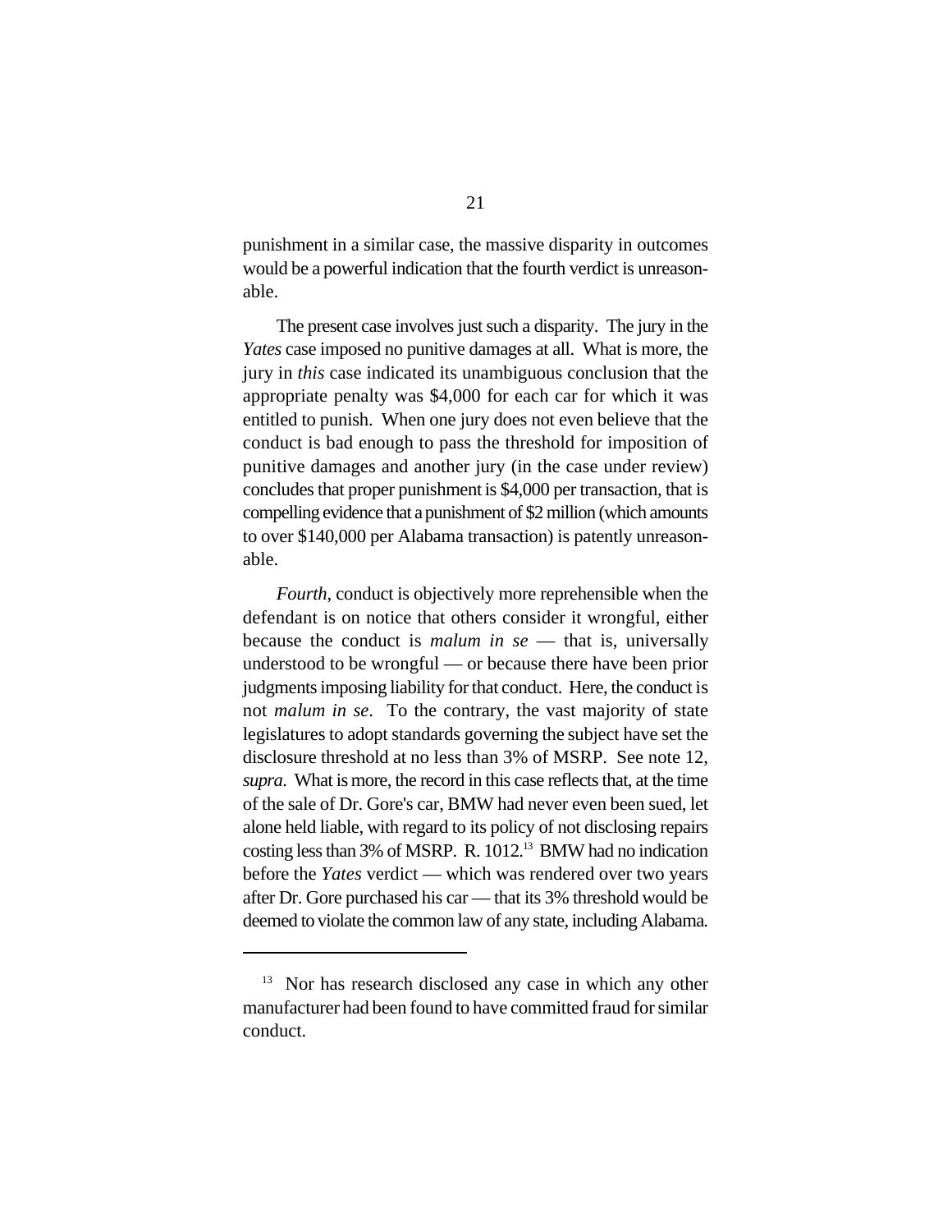punishment in a similar case, the massive disparity in outcomes would be a powerful indication that the fourth verdict is unreasonable.

The present case involves just such a disparity. The jury in the *Yates* case imposed no punitive damages at all. What is more, the jury in *this* case indicated its unambiguous conclusion that the appropriate penalty was $4,000 for each car for which it was entitled to punish. When one jury does not even believe that the conduct is bad enough to pass the threshold for imposition of punitive damages and another jury (in the case under review) concludes that proper punishment is $4,000 per transaction, that is compelling evidence that a punishment of $2 million (which amounts to over $140,000 per Alabama transaction) is patently unreasonable.

*Fourth*, conduct is objectively more reprehensible when the defendant is on notice that others consider it wrongful, either because the conduct is *malum in se* — that is, universally understood to be wrongful — or because there have been prior judgments imposing liability for that conduct. Here, the conduct is not *malum in se*. To the contrary, the vast majority of state legislatures to adopt standards governing the subject have set the disclosure threshold at no less than 3% of MSRP. See note 12, *supra*. What is more, the record in this case reflects that, at the time of the sale of Dr. Gore's car, BMW had never even been sued, let alone held liable, with regard to its policy of not disclosing repairs costing less than 3% of MSRP. R. 1012.[13] BMW had no indication before the *Yates* verdict — which was rendered over two years after Dr. Gore purchased his car — that its 3% threshold would be deemed to violate the common law of any state, including Alabama.

---

[13] Nor has research disclosed any case in which any other manufacturer had been found to have committed fraud for similar conduct.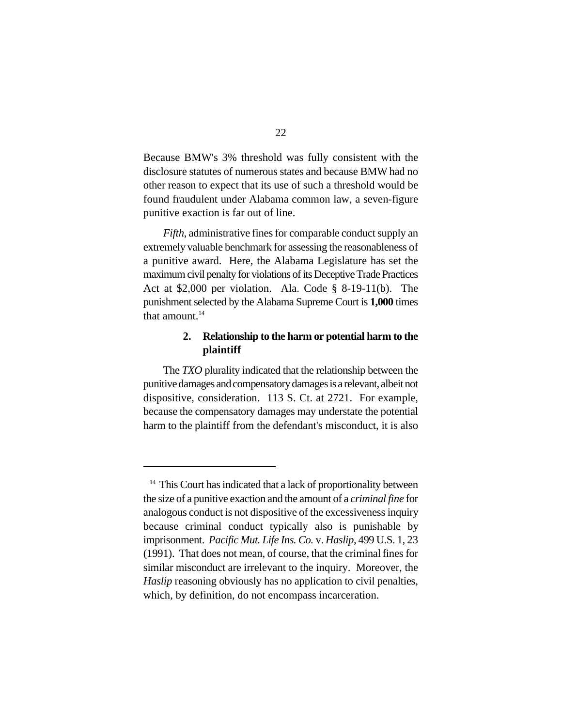Because BMW's 3% threshold was fully consistent with the disclosure statutes of numerous states and because BMW had no other reason to expect that its use of such a threshold would be found fraudulent under Alabama common law, a seven-figure punitive exaction is far out of line.

*Fifth*, administrative fines for comparable conduct supply an extremely valuable benchmark for assessing the reasonableness of a punitive award. Here, the Alabama Legislature has set the maximum civil penalty for violations of its Deceptive Trade Practices Act at $2,000 per violation. Ala. Code § 8-19-11(b). The punishment selected by the Alabama Supreme Court is **1,000** times that amount.[14]

### 2. Relationship to the harm or potential harm to the plaintiff

The *TXO* plurality indicated that the relationship between the punitive damages and compensatory damages is a relevant, albeit not dispositive, consideration. 113 S. Ct. at 2721. For example, because the compensatory damages may understate the potential harm to the plaintiff from the defendant's misconduct, it is also

---

[14] This Court has indicated that a lack of proportionality between the size of a punitive exaction and the amount of a *criminal fine* for analogous conduct is not dispositive of the excessiveness inquiry because criminal conduct typically also is punishable by imprisonment. *Pacific Mut. Life Ins. Co.* v. *Haslip*, 499 U.S. 1, 23 (1991). That does not mean, of course, that the criminal fines for similar misconduct are irrelevant to the inquiry. Moreover, the *Haslip* reasoning obviously has no application to civil penalties, which, by definition, do not encompass incarceration.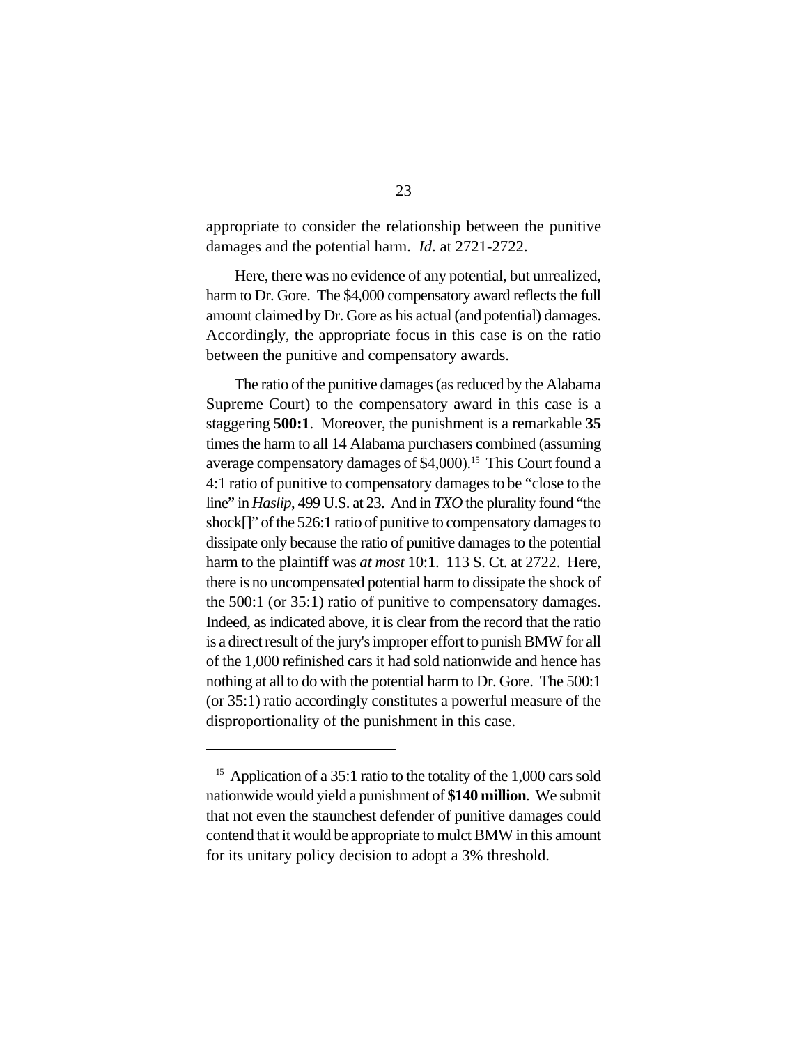appropriate to consider the relationship between the punitive damages and the potential harm. *Id*. at 2721-2722.

Here, there was no evidence of any potential, but unrealized, harm to Dr. Gore. The $4,000 compensatory award reflects the full amount claimed by Dr. Gore as his actual (and potential) damages. Accordingly, the appropriate focus in this case is on the ratio between the punitive and compensatory awards.

The ratio of the punitive damages (as reduced by the Alabama Supreme Court) to the compensatory award in this case is a staggering **500:1**. Moreover, the punishment is a remarkable **35** times the harm to all 14 Alabama purchasers combined (assuming average compensatory damages of $4,000).[15] This Court found a 4:1 ratio of punitive to compensatory damages to be "close to the line" in *Haslip*, 499 U.S. at 23. And in *TXO* the plurality found "the shock[]" of the 526:1 ratio of punitive to compensatory damages to dissipate only because the ratio of punitive damages to the potential harm to the plaintiff was *at most* 10:1. 113 S. Ct. at 2722. Here, there is no uncompensated potential harm to dissipate the shock of the 500:1 (or 35:1) ratio of punitive to compensatory damages. Indeed, as indicated above, it is clear from the record that the ratio is a direct result of the jury's improper effort to punish BMW for all of the 1,000 refinished cars it had sold nationwide and hence has nothing at all to do with the potential harm to Dr. Gore. The 500:1 (or 35:1) ratio accordingly constitutes a powerful measure of the disproportionality of the punishment in this case.

---

[15] Application of a 35:1 ratio to the totality of the 1,000 cars sold nationwide would yield a punishment of **$140 million**. We submit that not even the staunchest defender of punitive damages could contend that it would be appropriate to mulct BMW in this amount for its unitary policy decision to adopt a 3% threshold.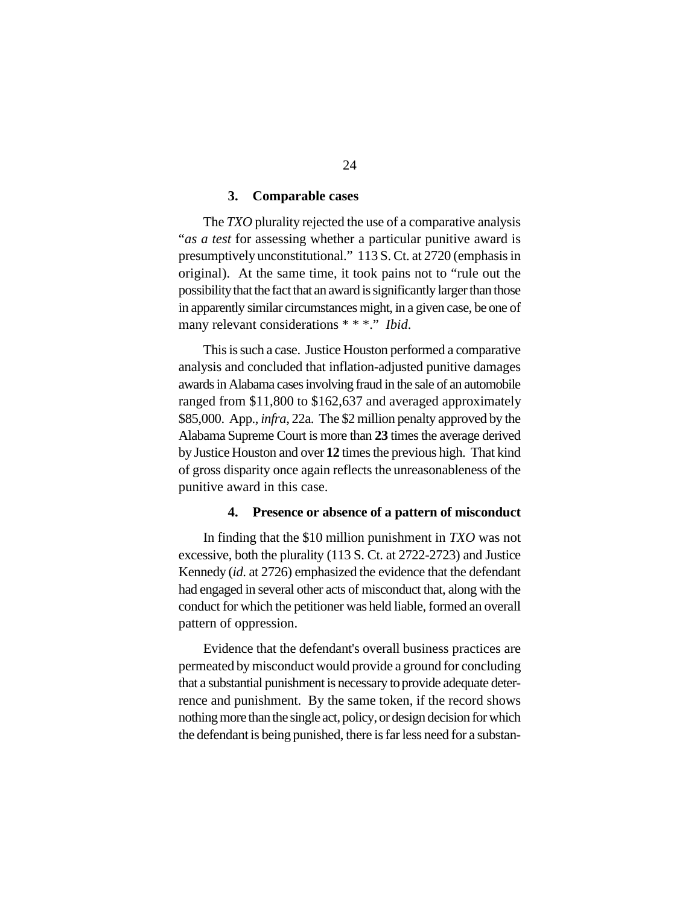### 3. Comparable cases

The *TXO* plurality rejected the use of a comparative analysis "*as a test* for assessing whether a particular punitive award is presumptively unconstitutional." 113 S. Ct. at 2720 (emphasis in original). At the same time, it took pains not to "rule out the possibility that the fact that an award is significantly larger than those in apparently similar circumstances might, in a given case, be one of many relevant considerations * * *." *Ibid*.

This is such a case. Justice Houston performed a comparative analysis and concluded that inflation-adjusted punitive damages awards in Alabama cases involving fraud in the sale of an automobile ranged from $11,800 to $162,637 and averaged approximately $85,000. App., *infra*, 22a. The $2 million penalty approved by the Alabama Supreme Court is more than **23** times the average derived by Justice Houston and over **12** times the previous high. That kind of gross disparity once again reflects the unreasonableness of the punitive award in this case.

### 4. Presence or absence of a pattern of misconduct

In finding that the $10 million punishment in *TXO* was not excessive, both the plurality (113 S. Ct. at 2722-2723) and Justice Kennedy (*id*. at 2726) emphasized the evidence that the defendant had engaged in several other acts of misconduct that, along with the conduct for which the petitioner was held liable, formed an overall pattern of oppression.

Evidence that the defendant's overall business practices are permeated by misconduct would provide a ground for concluding that a substantial punishment is necessary to provide adequate deterrence and punishment. By the same token, if the record shows nothing more than the single act, policy, or design decision for which the defendant is being punished, there is far less need for a substan-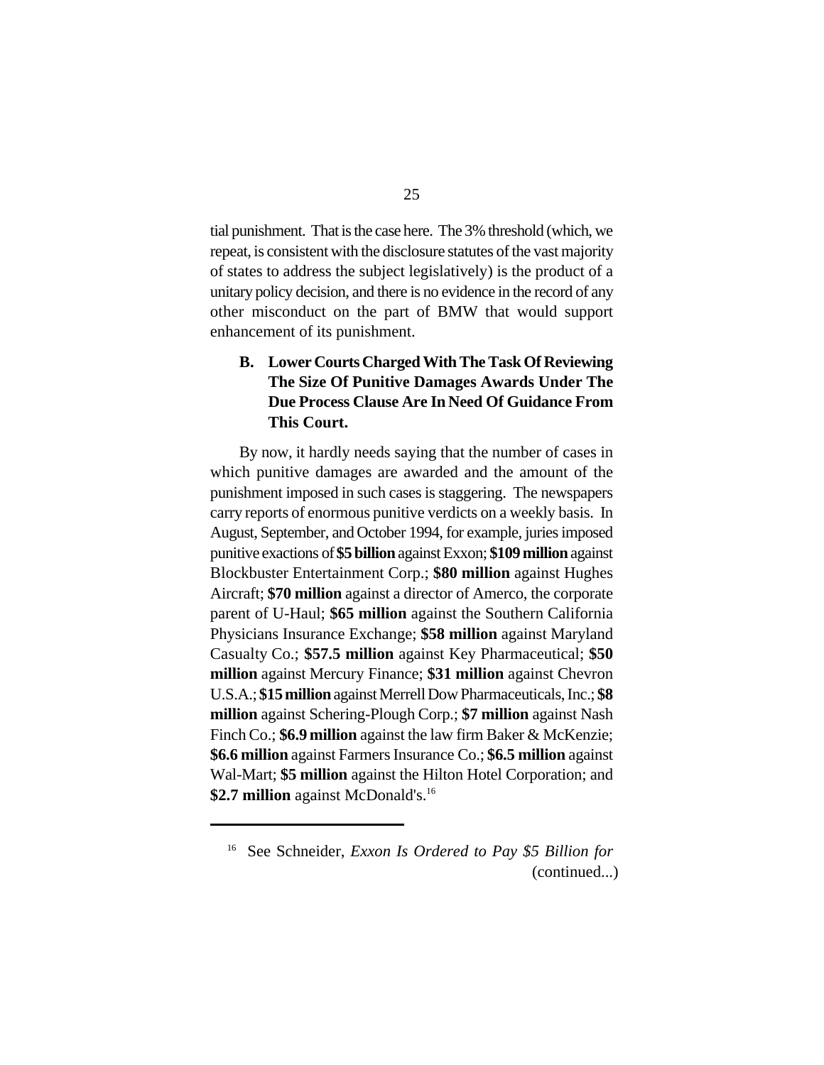tial punishment. That is the case here. The 3% threshold (which, we repeat, is consistent with the disclosure statutes of the vast majority of states to address the subject legislatively) is the product of a unitary policy decision, and there is no evidence in the record of any other misconduct on the part of BMW that would support enhancement of its punishment.

### B. Lower Courts Charged With The Task Of Reviewing The Size Of Punitive Damages Awards Under The Due Process Clause Are In Need Of Guidance From This Court.

By now, it hardly needs saying that the number of cases in which punitive damages are awarded and the amount of the punishment imposed in such cases is staggering. The newspapers carry reports of enormous punitive verdicts on a weekly basis. In August, September, and October 1994, for example, juries imposed punitive exactions of **$5 billion** against Exxon; **$109 million** against Blockbuster Entertainment Corp.; **$80 million** against Hughes Aircraft; **$70 million** against a director of Amerco, the corporate parent of U-Haul; **$65 million** against the Southern California Physicians Insurance Exchange; **$58 million** against Maryland Casualty Co.; **$57.5 million** against Key Pharmaceutical; **$50 million** against Mercury Finance; **$31 million** against Chevron U.S.A.; **$15 million** against Merrell Dow Pharmaceuticals, Inc.; **$8 million** against Schering-Plough Corp.; **$7 million** against Nash Finch Co.; **$6.9 million** against the law firm Baker & McKenzie; **$6.6 million** against Farmers Insurance Co.; **$6.5 million** against Wal-Mart; **$5 million** against the Hilton Hotel Corporation; and **$2.7 million** against McDonald's.[16]

---

[16] See Schneider, *Exxon Is Ordered to Pay $5 Billion for* (continued...)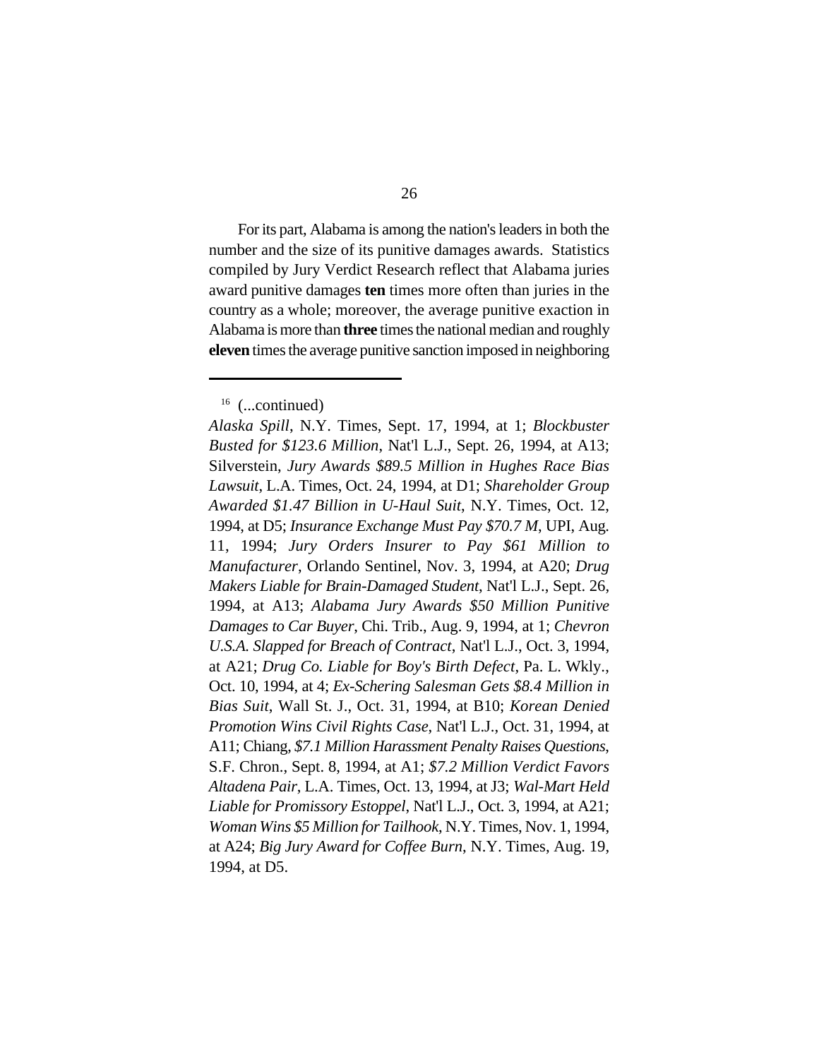For its part, Alabama is among the nation's leaders in both the number and the size of its punitive damages awards. Statistics compiled by Jury Verdict Research reflect that Alabama juries award punitive damages **ten** times more often than juries in the country as a whole; moreover, the average punitive exaction in Alabama is more than **three** times the national median and roughly **eleven** times the average punitive sanction imposed in neighboring

---

[16] (...continued)

*Alaska Spill*, N.Y. Times, Sept. 17, 1994, at 1; *Blockbuster Busted for $123.6 Million*, Nat'l L.J., Sept. 26, 1994, at A13; Silverstein, *Jury Awards $89.5 Million in Hughes Race Bias Lawsuit*, L.A. Times, Oct. 24, 1994, at D1; *Shareholder Group Awarded $1.47 Billion in U-Haul Suit*, N.Y. Times, Oct. 12, 1994, at D5; *Insurance Exchange Must Pay $70.7 M*, UPI, Aug. 11, 1994; *Jury Orders Insurer to Pay $61 Million to Manufacturer*, Orlando Sentinel, Nov. 3, 1994, at A20; *Drug Makers Liable for Brain-Damaged Student*, Nat'l L.J., Sept. 26, 1994, at A13; *Alabama Jury Awards $50 Million Punitive Damages to Car Buyer*, Chi. Trib., Aug. 9, 1994, at 1; *Chevron U.S.A. Slapped for Breach of Contract*, Nat'l L.J., Oct. 3, 1994, at A21; *Drug Co. Liable for Boy's Birth Defect*, Pa. L. Wkly., Oct. 10, 1994, at 4; *Ex-Schering Salesman Gets $8.4 Million in Bias Suit*, Wall St. J., Oct. 31, 1994, at B10; *Korean Denied Promotion Wins Civil Rights Case*, Nat'l L.J., Oct. 31, 1994, at A11; Chiang, *$7.1 Million Harassment Penalty Raises Questions*, S.F. Chron., Sept. 8, 1994, at A1; *$7.2 Million Verdict Favors Altadena Pair*, L.A. Times, Oct. 13, 1994, at J3; *Wal-Mart Held Liable for Promissory Estoppel*, Nat'l L.J., Oct. 3, 1994, at A21; *Woman Wins $5 Million for Tailhook*, N.Y. Times, Nov. 1, 1994, at A24; *Big Jury Award for Coffee Burn*, N.Y. Times, Aug. 19, 1994, at D5.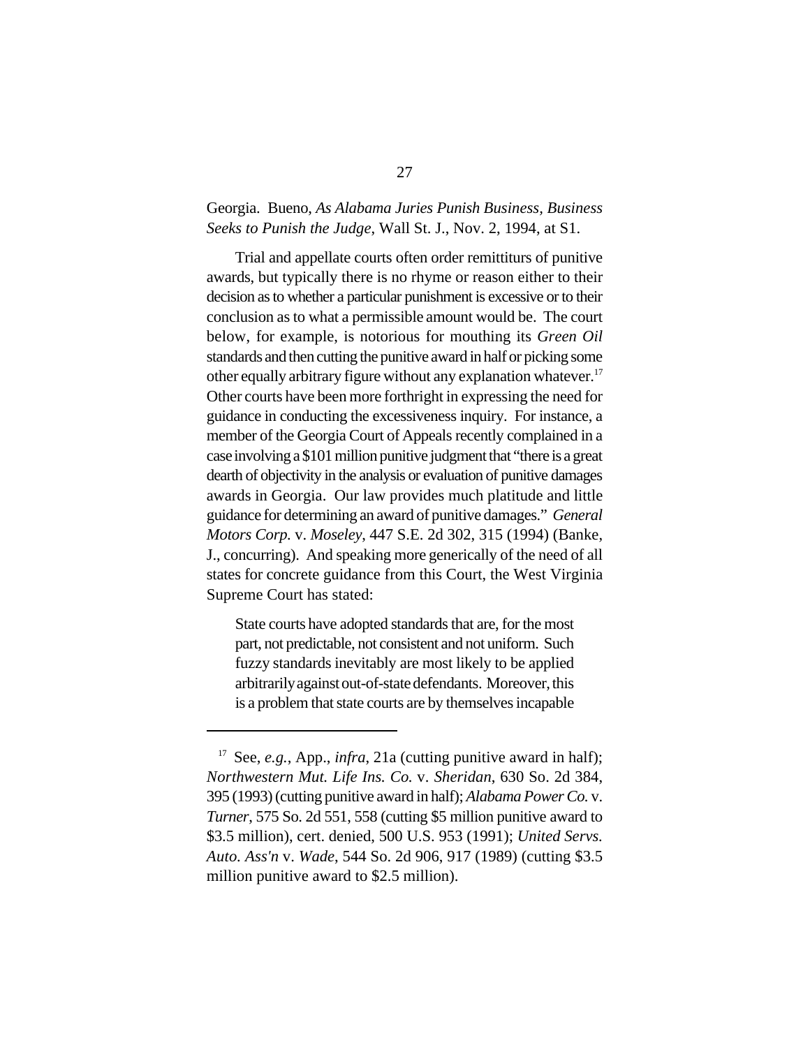Georgia. Bueno, *As Alabama Juries Punish Business, Business Seeks to Punish the Judge*, Wall St. J., Nov. 2, 1994, at S1.

Trial and appellate courts often order remittiturs of punitive awards, but typically there is no rhyme or reason either to their decision as to whether a particular punishment is excessive or to their conclusion as to what a permissible amount would be. The court below, for example, is notorious for mouthing its *Green Oil* standards and then cutting the punitive award in half or picking some other equally arbitrary figure without any explanation whatever.[17] Other courts have been more forthright in expressing the need for guidance in conducting the excessiveness inquiry. For instance, a member of the Georgia Court of Appeals recently complained in a case involving a $101 million punitive judgment that "there is a great dearth of objectivity in the analysis or evaluation of punitive damages awards in Georgia. Our law provides much platitude and little guidance for determining an award of punitive damages." *General Motors Corp.* v. *Moseley*, 447 S.E. 2d 302, 315 (1994) (Banke, J., concurring). And speaking more generically of the need of all states for concrete guidance from this Court, the West Virginia Supreme Court has stated:

> State courts have adopted standards that are, for the most part, not predictable, not consistent and not uniform. Such fuzzy standards inevitably are most likely to be applied arbitrarily against out-of-state defendants. Moreover, this is a problem that state courts are by themselves incapable

---

[17] See, *e.g.*, App., *infra*, 21a (cutting punitive award in half); *Northwestern Mut. Life Ins. Co.* v. *Sheridan*, 630 So. 2d 384, 395 (1993) (cutting punitive award in half); *Alabama Power Co.* v. *Turner*, 575 So. 2d 551, 558 (cutting $5 million punitive award to $3.5 million), cert. denied, 500 U.S. 953 (1991); *United Servs. Auto. Ass'n* v. *Wade*, 544 So. 2d 906, 917 (1989) (cutting $3.5 million punitive award to $2.5 million).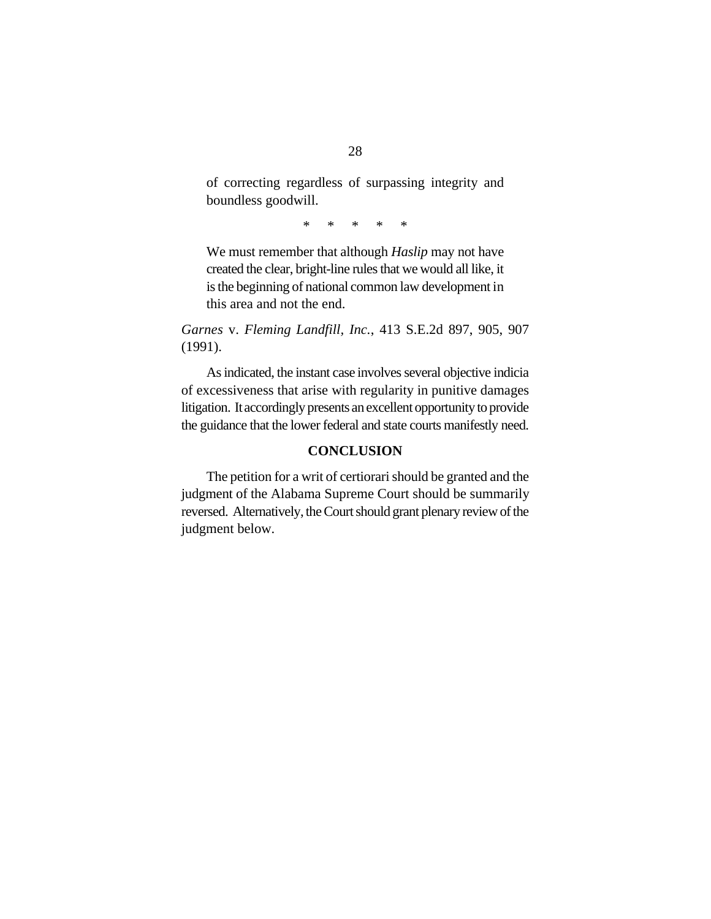> of correcting regardless of surpassing integrity and boundless goodwill.
>
> \*    \*    \*    \*    \*
>
> We must remember that although *Haslip* may not have created the clear, bright-line rules that we would all like, it is the beginning of national common law development in this area and not the end.

*Garnes* v. *Fleming Landfill, Inc.*, 413 S.E.2d 897, 905, 907 (1991).

As indicated, the instant case involves several objective indicia of excessiveness that arise with regularity in punitive damages litigation. It accordingly presents an excellent opportunity to provide the guidance that the lower federal and state courts manifestly need.

## CONCLUSION

The petition for a writ of certiorari should be granted and the judgment of the Alabama Supreme Court should be summarily reversed. Alternatively, the Court should grant plenary review of the judgment below.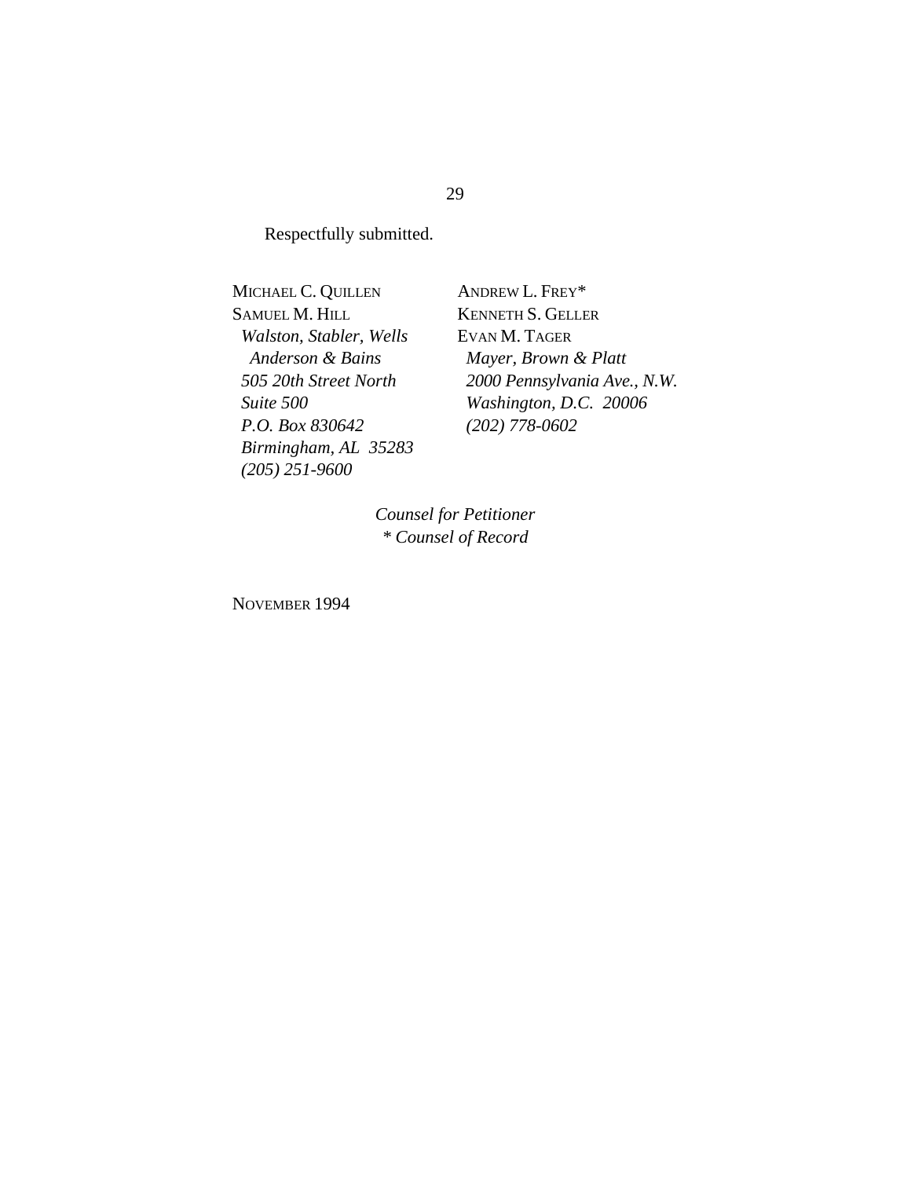Respectfully submitted.

MICHAEL C. QUILLEN
SAMUEL M. HILL
*Walston, Stabler, Wells*
*Anderson & Bains*
*505 20th Street North*
*Suite 500*
*P.O. Box 830642*
*Birmingham, AL 35283*
*(205) 251-9600*

ANDREW L. FREY*
KENNETH S. GELLER
EVAN M. TAGER
*Mayer, Brown & Platt*
*2000 Pennsylvania Ave., N.W.*
*Washington, D.C. 20006*
*(202) 778-0602*

*Counsel for Petitioner*
*\* Counsel of Record*

NOVEMBER 1994